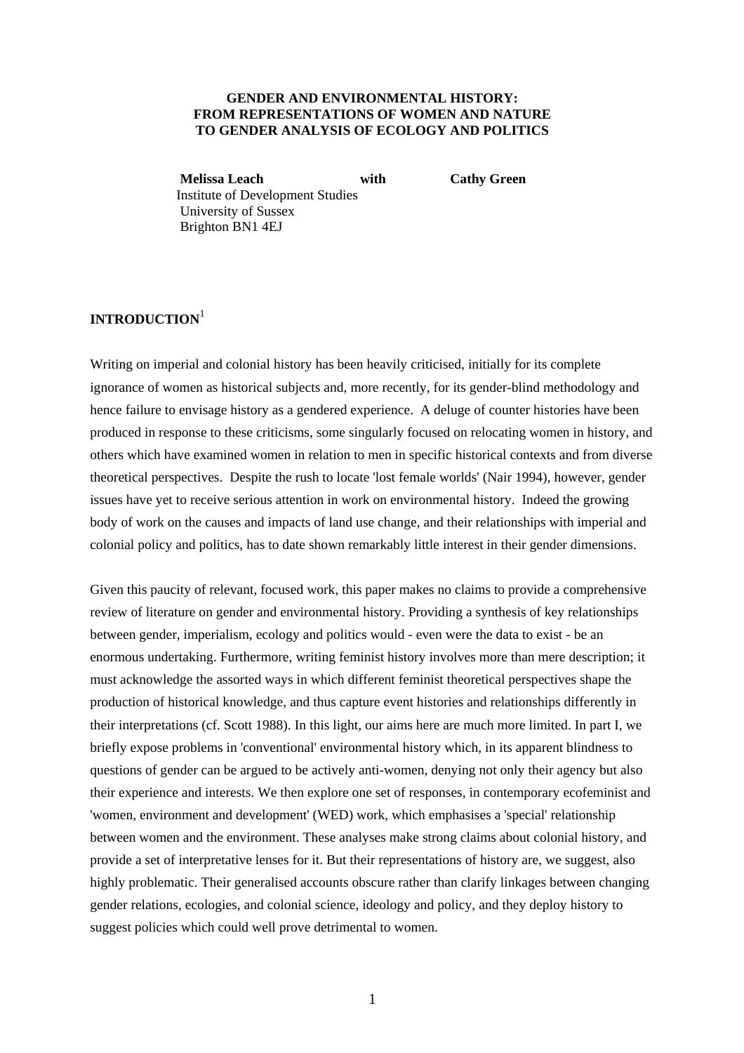# GENDER AND ENVIRONMENTAL HISTORY: FROM REPRESENTATIONS OF WOMEN AND NATURE TO GENDER ANALYSIS OF ECOLOGY AND POLITICS

**Melissa Leach** **with** **Cathy Green**

Institute of Development Studies
University of Sussex
Brighton BN1 4EJ

## INTRODUCTION[1]

Writing on imperial and colonial history has been heavily criticised, initially for its complete ignorance of women as historical subjects and, more recently, for its gender-blind methodology and hence failure to envisage history as a gendered experience. A deluge of counter histories have been produced in response to these criticisms, some singularly focused on relocating women in history, and others which have examined women in relation to men in specific historical contexts and from diverse theoretical perspectives. Despite the rush to locate 'lost female worlds' (Nair 1994), however, gender issues have yet to receive serious attention in work on environmental history. Indeed the growing body of work on the causes and impacts of land use change, and their relationships with imperial and colonial policy and politics, has to date shown remarkably little interest in their gender dimensions.

Given this paucity of relevant, focused work, this paper makes no claims to provide a comprehensive review of literature on gender and environmental history. Providing a synthesis of key relationships between gender, imperialism, ecology and politics would - even were the data to exist - be an enormous undertaking. Furthermore, writing feminist history involves more than mere description; it must acknowledge the assorted ways in which different feminist theoretical perspectives shape the production of historical knowledge, and thus capture event histories and relationships differently in their interpretations (cf. Scott 1988). In this light, our aims here are much more limited. In part I, we briefly expose problems in 'conventional' environmental history which, in its apparent blindness to questions of gender can be argued to be actively anti-women, denying not only their agency but also their experience and interests. We then explore one set of responses, in contemporary ecofeminist and 'women, environment and development' (WED) work, which emphasises a 'special' relationship between women and the environment. These analyses make strong claims about colonial history, and provide a set of interpretative lenses for it. But their representations of history are, we suggest, also highly problematic. Their generalised accounts obscure rather than clarify linkages between changing gender relations, ecologies, and colonial science, ideology and policy, and they deploy history to suggest policies which could well prove detrimental to women.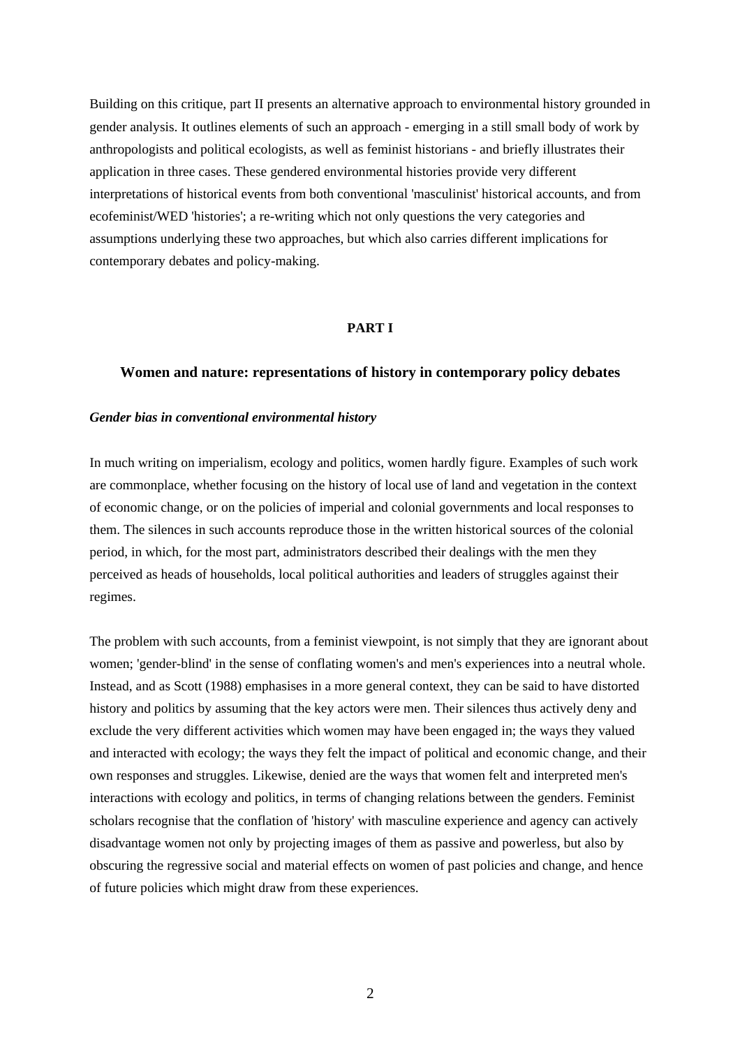Building on this critique, part II presents an alternative approach to environmental history grounded in gender analysis. It outlines elements of such an approach - emerging in a still small body of work by anthropologists and political ecologists, as well as feminist historians - and briefly illustrates their application in three cases. These gendered environmental histories provide very different interpretations of historical events from both conventional 'masculinist' historical accounts, and from ecofeminist/WED 'histories'; a re-writing which not only questions the very categories and assumptions underlying these two approaches, but which also carries different implications for contemporary debates and policy-making.

# PART I

## Women and nature: representations of history in contemporary policy debates

### *Gender bias in conventional environmental history*

In much writing on imperialism, ecology and politics, women hardly figure. Examples of such work are commonplace, whether focusing on the history of local use of land and vegetation in the context of economic change, or on the policies of imperial and colonial governments and local responses to them. The silences in such accounts reproduce those in the written historical sources of the colonial period, in which, for the most part, administrators described their dealings with the men they perceived as heads of households, local political authorities and leaders of struggles against their regimes.

The problem with such accounts, from a feminist viewpoint, is not simply that they are ignorant about women; 'gender-blind' in the sense of conflating women's and men's experiences into a neutral whole. Instead, and as Scott (1988) emphasises in a more general context, they can be said to have distorted history and politics by assuming that the key actors were men. Their silences thus actively deny and exclude the very different activities which women may have been engaged in; the ways they valued and interacted with ecology; the ways they felt the impact of political and economic change, and their own responses and struggles. Likewise, denied are the ways that women felt and interpreted men's interactions with ecology and politics, in terms of changing relations between the genders. Feminist scholars recognise that the conflation of 'history' with masculine experience and agency can actively disadvantage women not only by projecting images of them as passive and powerless, but also by obscuring the regressive social and material effects on women of past policies and change, and hence of future policies which might draw from these experiences.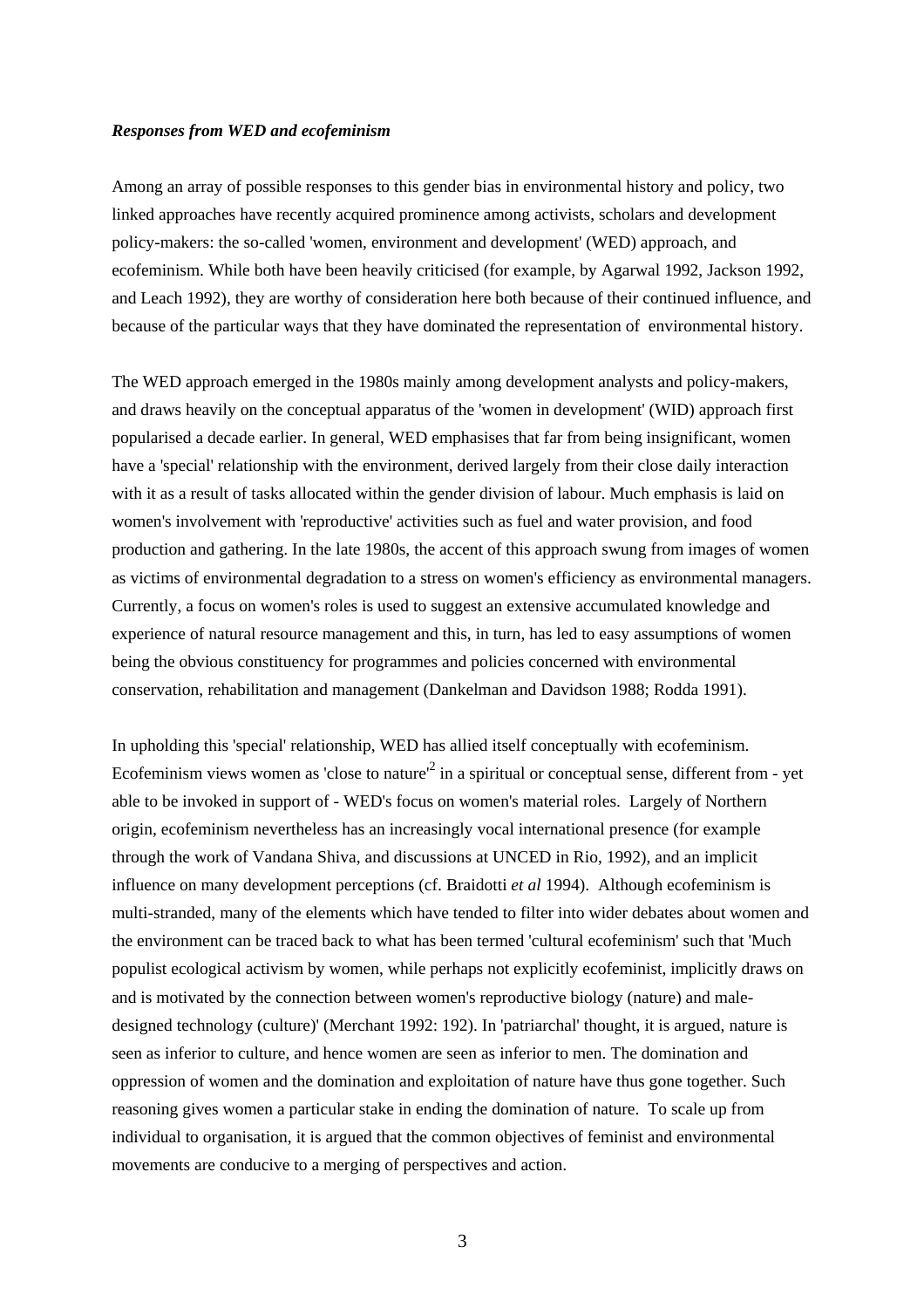***Responses from WED and ecofeminism***

Among an array of possible responses to this gender bias in environmental history and policy, two linked approaches have recently acquired prominence among activists, scholars and development policy-makers: the so-called 'women, environment and development' (WED) approach, and ecofeminism. While both have been heavily criticised (for example, by Agarwal 1992, Jackson 1992, and Leach 1992), they are worthy of consideration here both because of their continued influence, and because of the particular ways that they have dominated the representation of environmental history.

The WED approach emerged in the 1980s mainly among development analysts and policy-makers, and draws heavily on the conceptual apparatus of the 'women in development' (WID) approach first popularised a decade earlier. In general, WED emphasises that far from being insignificant, women have a 'special' relationship with the environment, derived largely from their close daily interaction with it as a result of tasks allocated within the gender division of labour. Much emphasis is laid on women's involvement with 'reproductive' activities such as fuel and water provision, and food production and gathering. In the late 1980s, the accent of this approach swung from images of women as victims of environmental degradation to a stress on women's efficiency as environmental managers. Currently, a focus on women's roles is used to suggest an extensive accumulated knowledge and experience of natural resource management and this, in turn, has led to easy assumptions of women being the obvious constituency for programmes and policies concerned with environmental conservation, rehabilitation and management (Dankelman and Davidson 1988; Rodda 1991).

In upholding this 'special' relationship, WED has allied itself conceptually with ecofeminism. Ecofeminism views women as 'close to nature'[2] in a spiritual or conceptual sense, different from - yet able to be invoked in support of - WED's focus on women's material roles. Largely of Northern origin, ecofeminism nevertheless has an increasingly vocal international presence (for example through the work of Vandana Shiva, and discussions at UNCED in Rio, 1992), and an implicit influence on many development perceptions (cf. Braidotti *et al* 1994). Although ecofeminism is multi-stranded, many of the elements which have tended to filter into wider debates about women and the environment can be traced back to what has been termed 'cultural ecofeminism' such that 'Much populist ecological activism by women, while perhaps not explicitly ecofeminist, implicitly draws on and is motivated by the connection between women's reproductive biology (nature) and male-designed technology (culture)' (Merchant 1992: 192). In 'patriarchal' thought, it is argued, nature is seen as inferior to culture, and hence women are seen as inferior to men. The domination and oppression of women and the domination and exploitation of nature have thus gone together. Such reasoning gives women a particular stake in ending the domination of nature. To scale up from individual to organisation, it is argued that the common objectives of feminist and environmental movements are conducive to a merging of perspectives and action.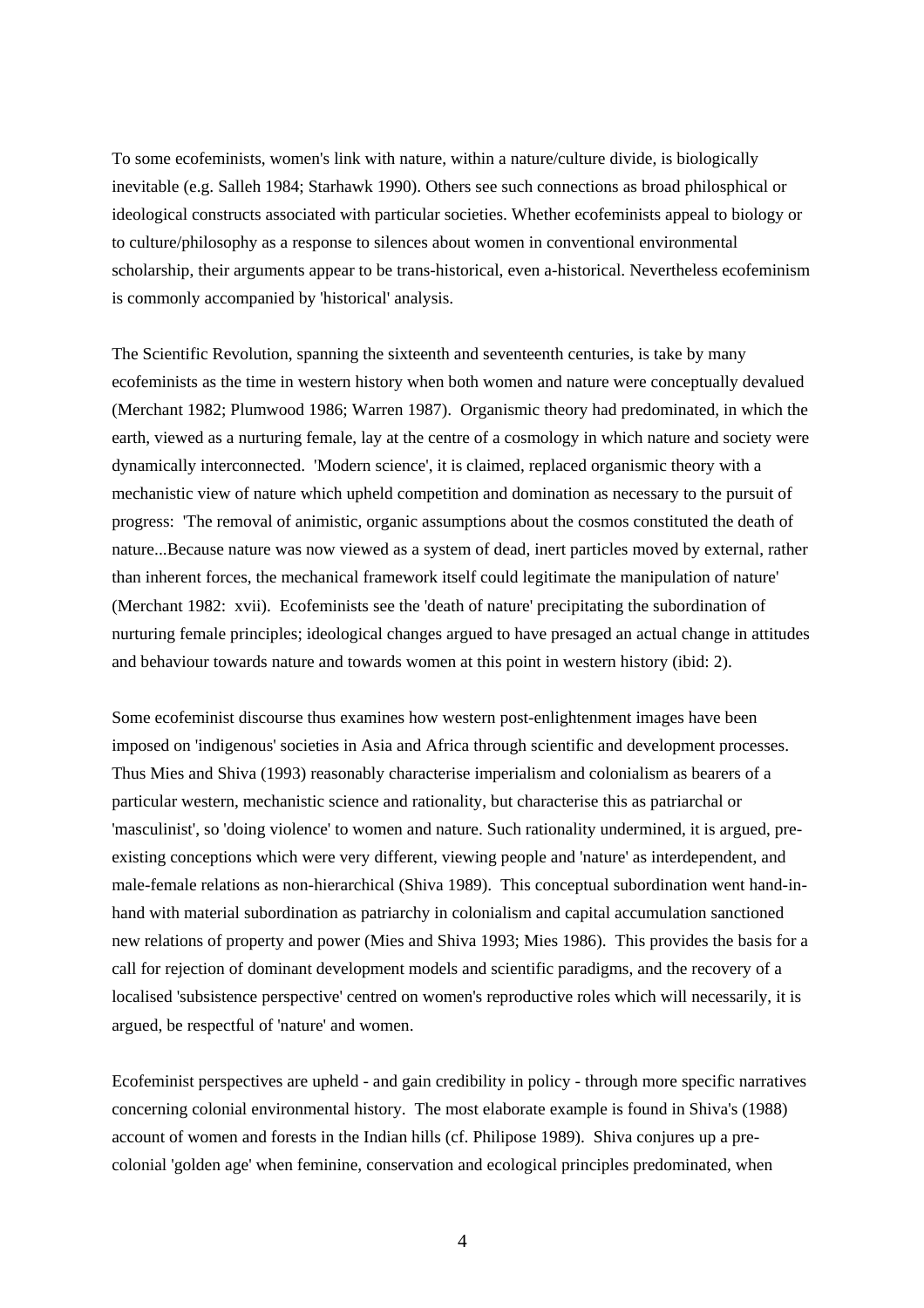To some ecofeminists, women's link with nature, within a nature/culture divide, is biologically inevitable (e.g. Salleh 1984; Starhawk 1990). Others see such connections as broad philosphical or ideological constructs associated with particular societies. Whether ecofeminists appeal to biology or to culture/philosophy as a response to silences about women in conventional environmental scholarship, their arguments appear to be trans-historical, even a-historical. Nevertheless ecofeminism is commonly accompanied by 'historical' analysis.

The Scientific Revolution, spanning the sixteenth and seventeenth centuries, is take by many ecofeminists as the time in western history when both women and nature were conceptually devalued (Merchant 1982; Plumwood 1986; Warren 1987). Organismic theory had predominated, in which the earth, viewed as a nurturing female, lay at the centre of a cosmology in which nature and society were dynamically interconnected. 'Modern science', it is claimed, replaced organismic theory with a mechanistic view of nature which upheld competition and domination as necessary to the pursuit of progress: 'The removal of animistic, organic assumptions about the cosmos constituted the death of nature...Because nature was now viewed as a system of dead, inert particles moved by external, rather than inherent forces, the mechanical framework itself could legitimate the manipulation of nature' (Merchant 1982: xvii). Ecofeminists see the 'death of nature' precipitating the subordination of nurturing female principles; ideological changes argued to have presaged an actual change in attitudes and behaviour towards nature and towards women at this point in western history (ibid: 2).

Some ecofeminist discourse thus examines how western post-enlightenment images have been imposed on 'indigenous' societies in Asia and Africa through scientific and development processes. Thus Mies and Shiva (1993) reasonably characterise imperialism and colonialism as bearers of a particular western, mechanistic science and rationality, but characterise this as patriarchal or 'masculinist', so 'doing violence' to women and nature. Such rationality undermined, it is argued, pre-existing conceptions which were very different, viewing people and 'nature' as interdependent, and male-female relations as non-hierarchical (Shiva 1989). This conceptual subordination went hand-in-hand with material subordination as patriarchy in colonialism and capital accumulation sanctioned new relations of property and power (Mies and Shiva 1993; Mies 1986). This provides the basis for a call for rejection of dominant development models and scientific paradigms, and the recovery of a localised 'subsistence perspective' centred on women's reproductive roles which will necessarily, it is argued, be respectful of 'nature' and women.

Ecofeminist perspectives are upheld - and gain credibility in policy - through more specific narratives concerning colonial environmental history. The most elaborate example is found in Shiva's (1988) account of women and forests in the Indian hills (cf. Philipose 1989). Shiva conjures up a pre-colonial 'golden age' when feminine, conservation and ecological principles predominated, when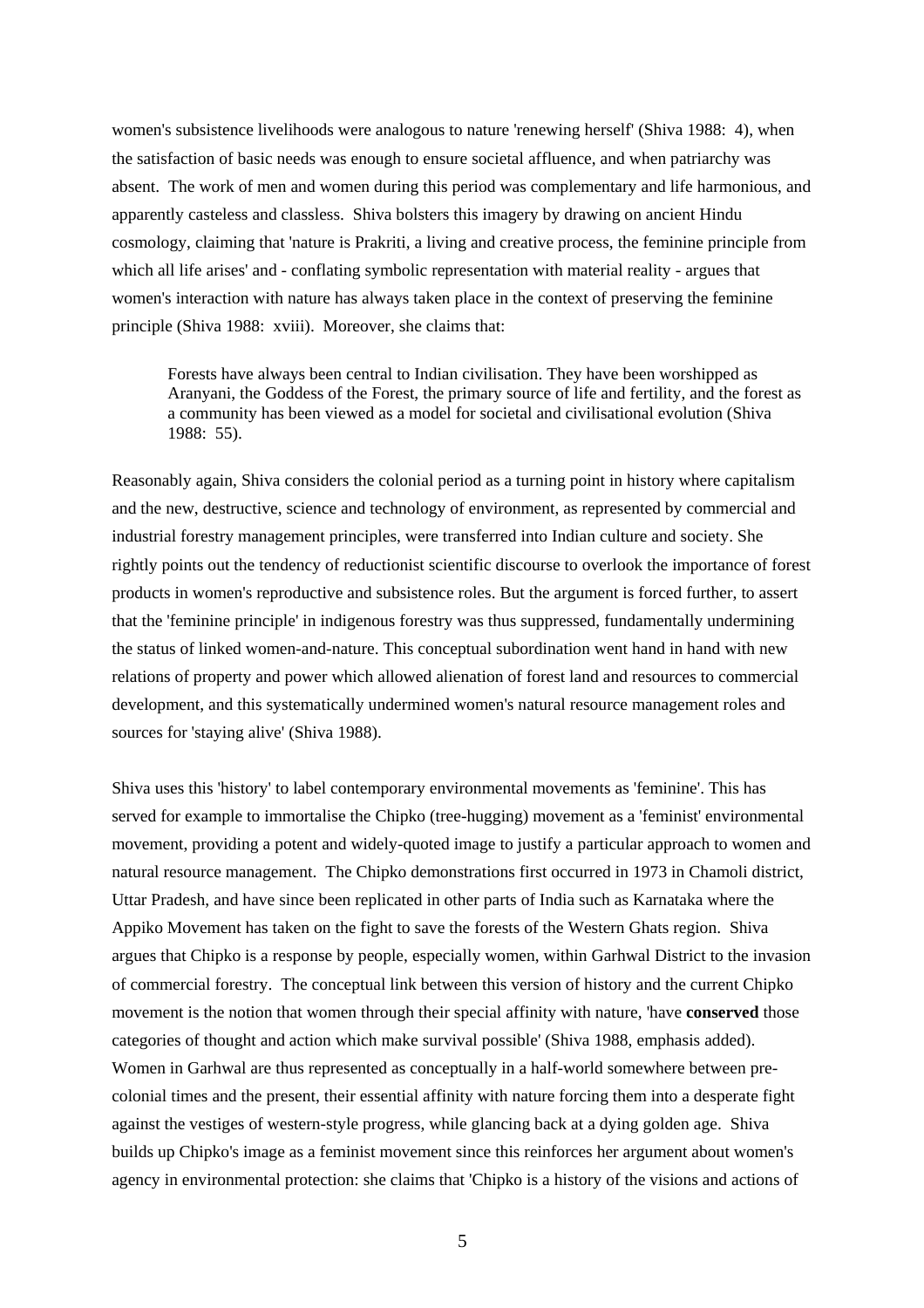women's subsistence livelihoods were analogous to nature 'renewing herself' (Shiva 1988: 4), when the satisfaction of basic needs was enough to ensure societal affluence, and when patriarchy was absent. The work of men and women during this period was complementary and life harmonious, and apparently casteless and classless. Shiva bolsters this imagery by drawing on ancient Hindu cosmology, claiming that 'nature is Prakriti, a living and creative process, the feminine principle from which all life arises' and - conflating symbolic representation with material reality - argues that women's interaction with nature has always taken place in the context of preserving the feminine principle (Shiva 1988: xviii). Moreover, she claims that:

> Forests have always been central to Indian civilisation. They have been worshipped as Aranyani, the Goddess of the Forest, the primary source of life and fertility, and the forest as a community has been viewed as a model for societal and civilisational evolution (Shiva 1988: 55).

Reasonably again, Shiva considers the colonial period as a turning point in history where capitalism and the new, destructive, science and technology of environment, as represented by commercial and industrial forestry management principles, were transferred into Indian culture and society. She rightly points out the tendency of reductionist scientific discourse to overlook the importance of forest products in women's reproductive and subsistence roles. But the argument is forced further, to assert that the 'feminine principle' in indigenous forestry was thus suppressed, fundamentally undermining the status of linked women-and-nature. This conceptual subordination went hand in hand with new relations of property and power which allowed alienation of forest land and resources to commercial development, and this systematically undermined women's natural resource management roles and sources for 'staying alive' (Shiva 1988).

Shiva uses this 'history' to label contemporary environmental movements as 'feminine'. This has served for example to immortalise the Chipko (tree-hugging) movement as a 'feminist' environmental movement, providing a potent and widely-quoted image to justify a particular approach to women and natural resource management. The Chipko demonstrations first occurred in 1973 in Chamoli district, Uttar Pradesh, and have since been replicated in other parts of India such as Karnataka where the Appiko Movement has taken on the fight to save the forests of the Western Ghats region. Shiva argues that Chipko is a response by people, especially women, within Garhwal District to the invasion of commercial forestry. The conceptual link between this version of history and the current Chipko movement is the notion that women through their special affinity with nature, 'have **conserved** those categories of thought and action which make survival possible' (Shiva 1988, emphasis added). Women in Garhwal are thus represented as conceptually in a half-world somewhere between pre-colonial times and the present, their essential affinity with nature forcing them into a desperate fight against the vestiges of western-style progress, while glancing back at a dying golden age. Shiva builds up Chipko's image as a feminist movement since this reinforces her argument about women's agency in environmental protection: she claims that 'Chipko is a history of the visions and actions of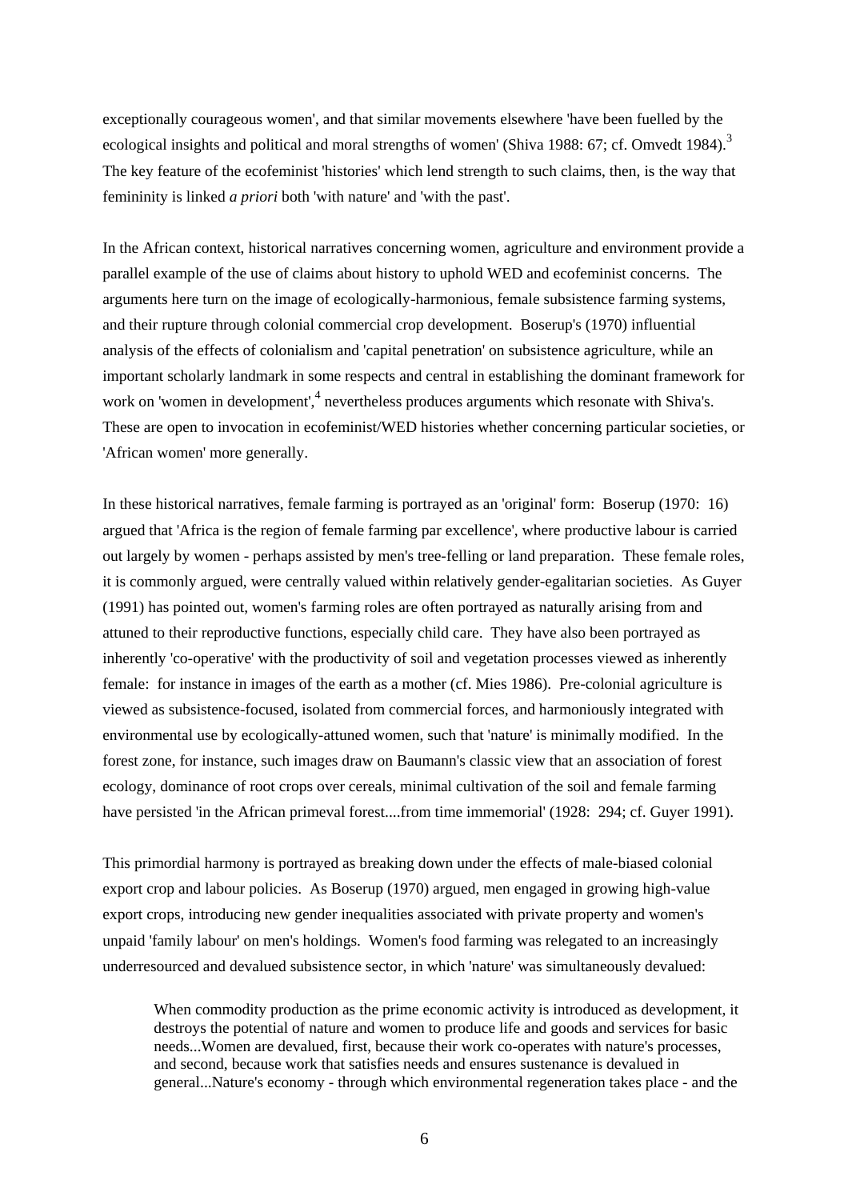exceptionally courageous women', and that similar movements elsewhere 'have been fuelled by the ecological insights and political and moral strengths of women' (Shiva 1988: 67; cf. Omvedt 1984).[3] The key feature of the ecofeminist 'histories' which lend strength to such claims, then, is the way that femininity is linked *a priori* both 'with nature' and 'with the past'.

In the African context, historical narratives concerning women, agriculture and environment provide a parallel example of the use of claims about history to uphold WED and ecofeminist concerns. The arguments here turn on the image of ecologically-harmonious, female subsistence farming systems, and their rupture through colonial commercial crop development. Boserup's (1970) influential analysis of the effects of colonialism and 'capital penetration' on subsistence agriculture, while an important scholarly landmark in some respects and central in establishing the dominant framework for work on 'women in development',[4] nevertheless produces arguments which resonate with Shiva's. These are open to invocation in ecofeminist/WED histories whether concerning particular societies, or 'African women' more generally.

In these historical narratives, female farming is portrayed as an 'original' form: Boserup (1970: 16) argued that 'Africa is the region of female farming par excellence', where productive labour is carried out largely by women - perhaps assisted by men's tree-felling or land preparation. These female roles, it is commonly argued, were centrally valued within relatively gender-egalitarian societies. As Guyer (1991) has pointed out, women's farming roles are often portrayed as naturally arising from and attuned to their reproductive functions, especially child care. They have also been portrayed as inherently 'co-operative' with the productivity of soil and vegetation processes viewed as inherently female: for instance in images of the earth as a mother (cf. Mies 1986). Pre-colonial agriculture is viewed as subsistence-focused, isolated from commercial forces, and harmoniously integrated with environmental use by ecologically-attuned women, such that 'nature' is minimally modified. In the forest zone, for instance, such images draw on Baumann's classic view that an association of forest ecology, dominance of root crops over cereals, minimal cultivation of the soil and female farming have persisted 'in the African primeval forest....from time immemorial' (1928: 294; cf. Guyer 1991).

This primordial harmony is portrayed as breaking down under the effects of male-biased colonial export crop and labour policies. As Boserup (1970) argued, men engaged in growing high-value export crops, introducing new gender inequalities associated with private property and women's unpaid 'family labour' on men's holdings. Women's food farming was relegated to an increasingly underresourced and devalued subsistence sector, in which 'nature' was simultaneously devalued:

> When commodity production as the prime economic activity is introduced as development, it destroys the potential of nature and women to produce life and goods and services for basic needs...Women are devalued, first, because their work co-operates with nature's processes, and second, because work that satisfies needs and ensures sustenance is devalued in general...Nature's economy - through which environmental regeneration takes place - and the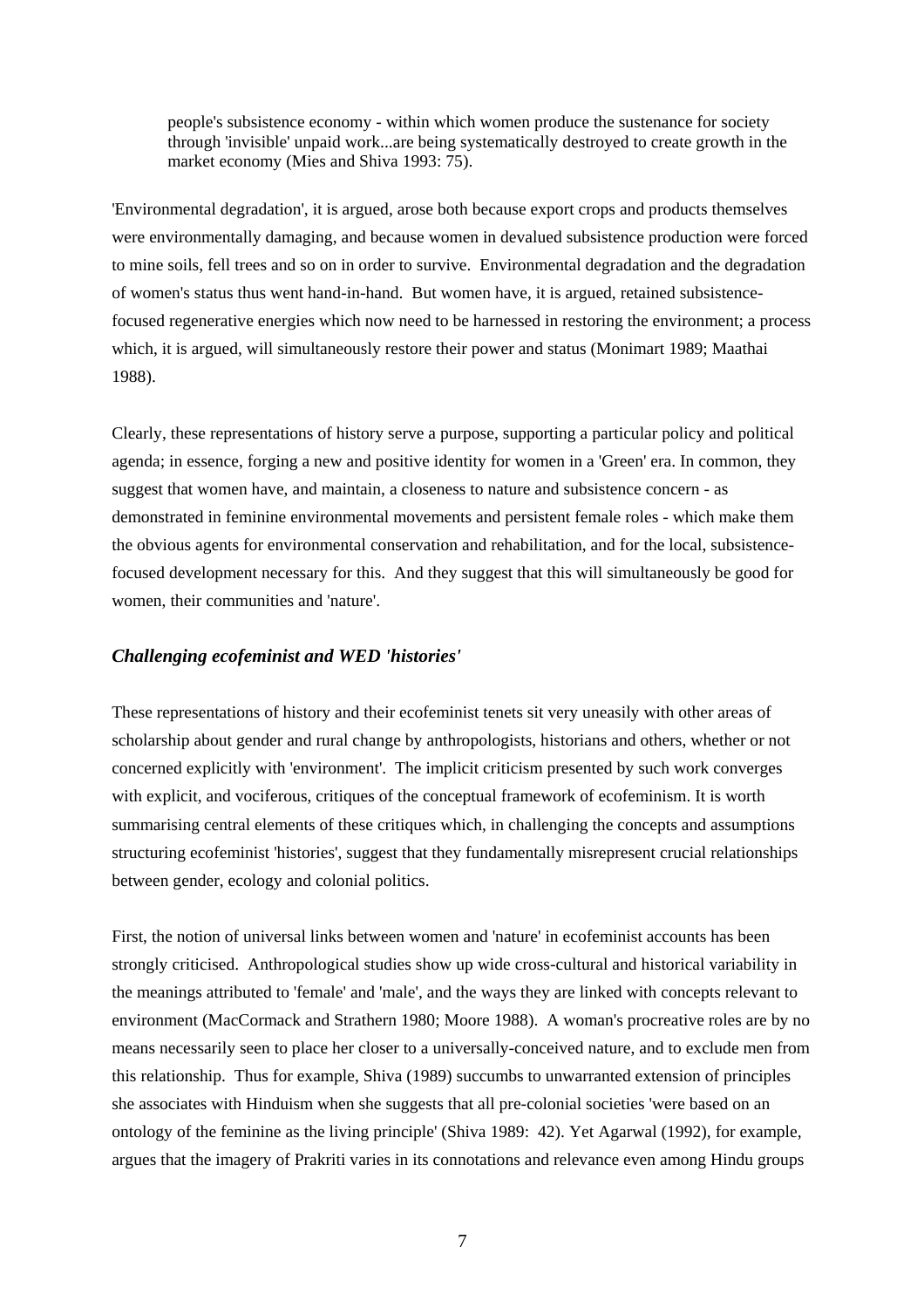> people's subsistence economy - within which women produce the sustenance for society through 'invisible' unpaid work...are being systematically destroyed to create growth in the market economy (Mies and Shiva 1993: 75).

'Environmental degradation', it is argued, arose both because export crops and products themselves were environmentally damaging, and because women in devalued subsistence production were forced to mine soils, fell trees and so on in order to survive. Environmental degradation and the degradation of women's status thus went hand-in-hand. But women have, it is argued, retained subsistence-focused regenerative energies which now need to be harnessed in restoring the environment; a process which, it is argued, will simultaneously restore their power and status (Monimart 1989; Maathai 1988).

Clearly, these representations of history serve a purpose, supporting a particular policy and political agenda; in essence, forging a new and positive identity for women in a 'Green' era. In common, they suggest that women have, and maintain, a closeness to nature and subsistence concern - as demonstrated in feminine environmental movements and persistent female roles - which make them the obvious agents for environmental conservation and rehabilitation, and for the local, subsistence-focused development necessary for this. And they suggest that this will simultaneously be good for women, their communities and 'nature'.

### *Challenging ecofeminist and WED 'histories'*

These representations of history and their ecofeminist tenets sit very uneasily with other areas of scholarship about gender and rural change by anthropologists, historians and others, whether or not concerned explicitly with 'environment'. The implicit criticism presented by such work converges with explicit, and vociferous, critiques of the conceptual framework of ecofeminism. It is worth summarising central elements of these critiques which, in challenging the concepts and assumptions structuring ecofeminist 'histories', suggest that they fundamentally misrepresent crucial relationships between gender, ecology and colonial politics.

First, the notion of universal links between women and 'nature' in ecofeminist accounts has been strongly criticised. Anthropological studies show up wide cross-cultural and historical variability in the meanings attributed to 'female' and 'male', and the ways they are linked with concepts relevant to environment (MacCormack and Strathern 1980; Moore 1988). A woman's procreative roles are by no means necessarily seen to place her closer to a universally-conceived nature, and to exclude men from this relationship. Thus for example, Shiva (1989) succumbs to unwarranted extension of principles she associates with Hinduism when she suggests that all pre-colonial societies 'were based on an ontology of the feminine as the living principle' (Shiva 1989: 42). Yet Agarwal (1992), for example, argues that the imagery of Prakriti varies in its connotations and relevance even among Hindu groups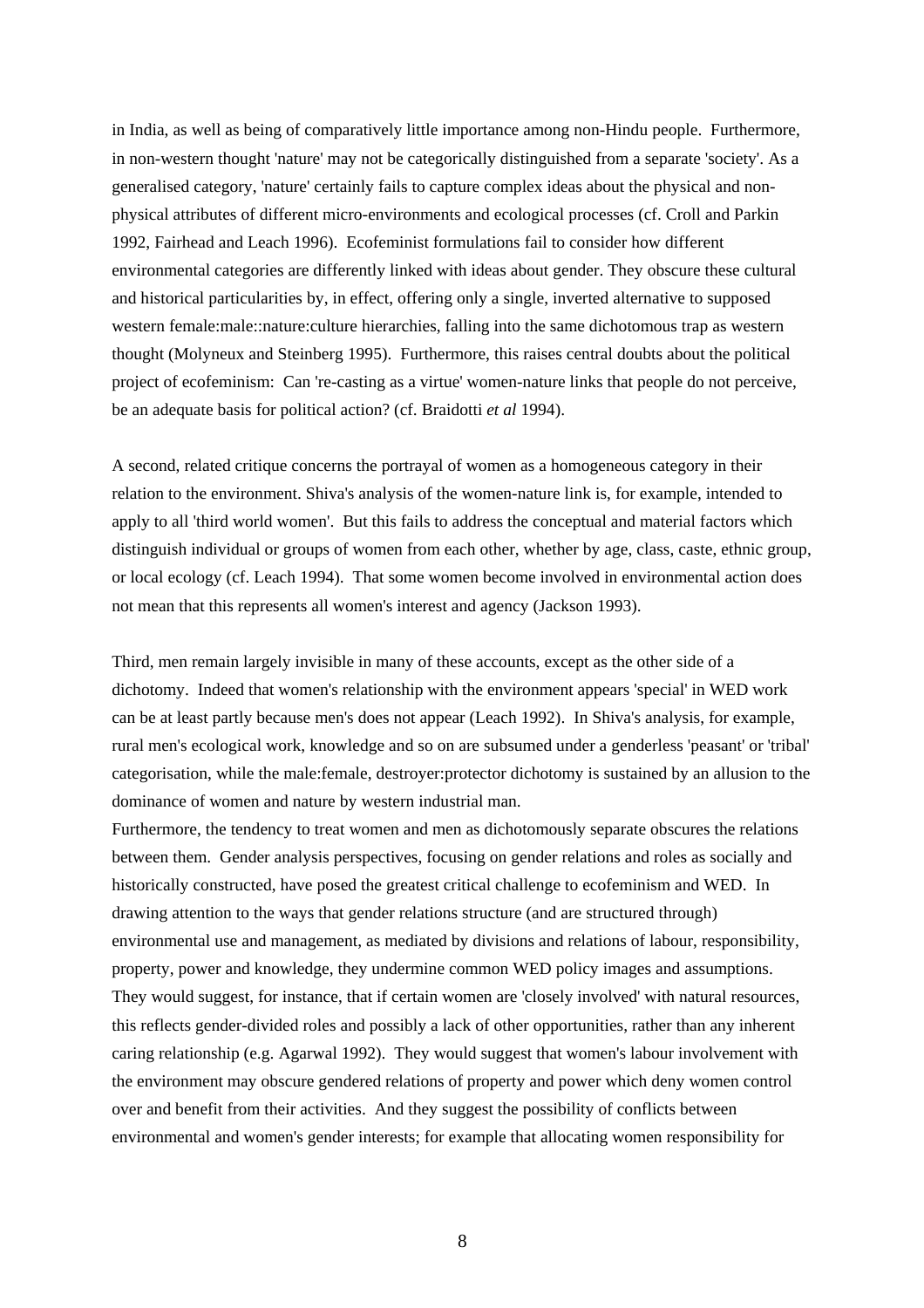in India, as well as being of comparatively little importance among non-Hindu people. Furthermore, in non-western thought 'nature' may not be categorically distinguished from a separate 'society'. As a generalised category, 'nature' certainly fails to capture complex ideas about the physical and non-physical attributes of different micro-environments and ecological processes (cf. Croll and Parkin 1992, Fairhead and Leach 1996). Ecofeminist formulations fail to consider how different environmental categories are differently linked with ideas about gender. They obscure these cultural and historical particularities by, in effect, offering only a single, inverted alternative to supposed western female:male::nature:culture hierarchies, falling into the same dichotomous trap as western thought (Molyneux and Steinberg 1995). Furthermore, this raises central doubts about the political project of ecofeminism: Can 're-casting as a virtue' women-nature links that people do not perceive, be an adequate basis for political action? (cf. Braidotti *et al* 1994).

A second, related critique concerns the portrayal of women as a homogeneous category in their relation to the environment. Shiva's analysis of the women-nature link is, for example, intended to apply to all 'third world women'. But this fails to address the conceptual and material factors which distinguish individual or groups of women from each other, whether by age, class, caste, ethnic group, or local ecology (cf. Leach 1994). That some women become involved in environmental action does not mean that this represents all women's interest and agency (Jackson 1993).

Third, men remain largely invisible in many of these accounts, except as the other side of a dichotomy. Indeed that women's relationship with the environment appears 'special' in WED work can be at least partly because men's does not appear (Leach 1992). In Shiva's analysis, for example, rural men's ecological work, knowledge and so on are subsumed under a genderless 'peasant' or 'tribal' categorisation, while the male:female, destroyer:protector dichotomy is sustained by an allusion to the dominance of women and nature by western industrial man.

Furthermore, the tendency to treat women and men as dichotomously separate obscures the relations between them. Gender analysis perspectives, focusing on gender relations and roles as socially and historically constructed, have posed the greatest critical challenge to ecofeminism and WED. In drawing attention to the ways that gender relations structure (and are structured through) environmental use and management, as mediated by divisions and relations of labour, responsibility, property, power and knowledge, they undermine common WED policy images and assumptions. They would suggest, for instance, that if certain women are 'closely involved' with natural resources, this reflects gender-divided roles and possibly a lack of other opportunities, rather than any inherent caring relationship (e.g. Agarwal 1992). They would suggest that women's labour involvement with the environment may obscure gendered relations of property and power which deny women control over and benefit from their activities. And they suggest the possibility of conflicts between environmental and women's gender interests; for example that allocating women responsibility for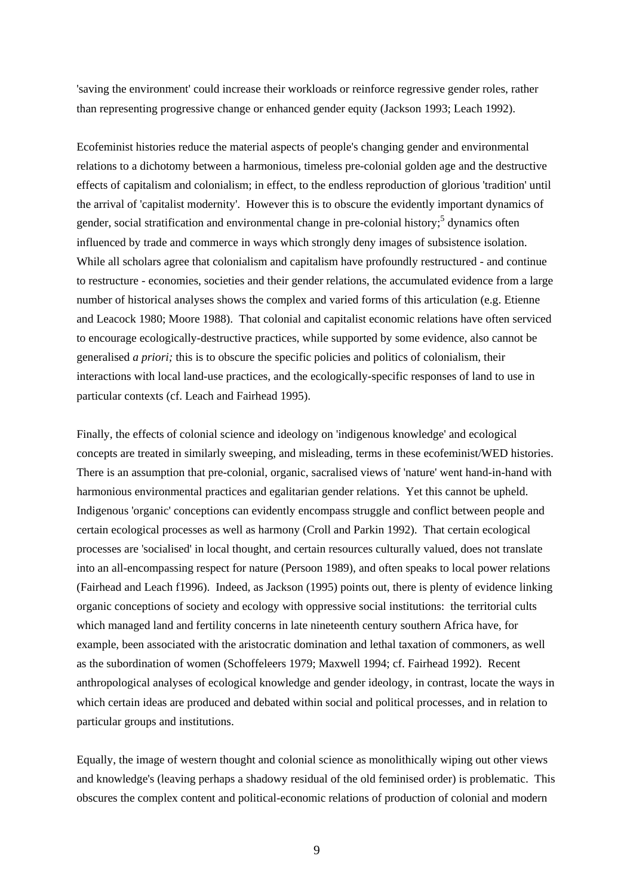'saving the environment' could increase their workloads or reinforce regressive gender roles, rather than representing progressive change or enhanced gender equity (Jackson 1993; Leach 1992).

Ecofeminist histories reduce the material aspects of people's changing gender and environmental relations to a dichotomy between a harmonious, timeless pre-colonial golden age and the destructive effects of capitalism and colonialism; in effect, to the endless reproduction of glorious 'tradition' until the arrival of 'capitalist modernity'. However this is to obscure the evidently important dynamics of gender, social stratification and environmental change in pre-colonial history;[5] dynamics often influenced by trade and commerce in ways which strongly deny images of subsistence isolation. While all scholars agree that colonialism and capitalism have profoundly restructured - and continue to restructure - economies, societies and their gender relations, the accumulated evidence from a large number of historical analyses shows the complex and varied forms of this articulation (e.g. Etienne and Leacock 1980; Moore 1988). That colonial and capitalist economic relations have often serviced to encourage ecologically-destructive practices, while supported by some evidence, also cannot be generalised *a priori;* this is to obscure the specific policies and politics of colonialism, their interactions with local land-use practices, and the ecologically-specific responses of land to use in particular contexts (cf. Leach and Fairhead 1995).

Finally, the effects of colonial science and ideology on 'indigenous knowledge' and ecological concepts are treated in similarly sweeping, and misleading, terms in these ecofeminist/WED histories. There is an assumption that pre-colonial, organic, sacralised views of 'nature' went hand-in-hand with harmonious environmental practices and egalitarian gender relations. Yet this cannot be upheld. Indigenous 'organic' conceptions can evidently encompass struggle and conflict between people and certain ecological processes as well as harmony (Croll and Parkin 1992). That certain ecological processes are 'socialised' in local thought, and certain resources culturally valued, does not translate into an all-encompassing respect for nature (Persoon 1989), and often speaks to local power relations (Fairhead and Leach f1996). Indeed, as Jackson (1995) points out, there is plenty of evidence linking organic conceptions of society and ecology with oppressive social institutions: the territorial cults which managed land and fertility concerns in late nineteenth century southern Africa have, for example, been associated with the aristocratic domination and lethal taxation of commoners, as well as the subordination of women (Schoffeleers 1979; Maxwell 1994; cf. Fairhead 1992). Recent anthropological analyses of ecological knowledge and gender ideology, in contrast, locate the ways in which certain ideas are produced and debated within social and political processes, and in relation to particular groups and institutions.

Equally, the image of western thought and colonial science as monolithically wiping out other views and knowledge's (leaving perhaps a shadowy residual of the old feminised order) is problematic. This obscures the complex content and political-economic relations of production of colonial and modern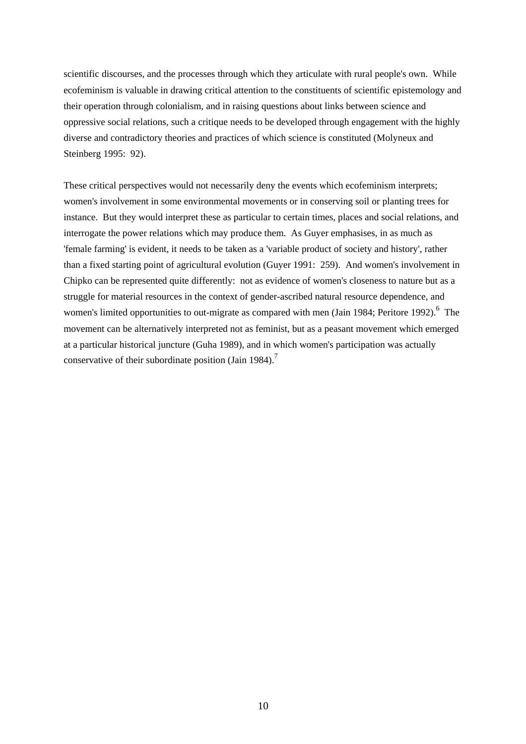scientific discourses, and the processes through which they articulate with rural people's own. While ecofeminism is valuable in drawing critical attention to the constituents of scientific epistemology and their operation through colonialism, and in raising questions about links between science and oppressive social relations, such a critique needs to be developed through engagement with the highly diverse and contradictory theories and practices of which science is constituted (Molyneux and Steinberg 1995: 92).

These critical perspectives would not necessarily deny the events which ecofeminism interprets; women's involvement in some environmental movements or in conserving soil or planting trees for instance. But they would interpret these as particular to certain times, places and social relations, and interrogate the power relations which may produce them. As Guyer emphasises, in as much as 'female farming' is evident, it needs to be taken as a 'variable product of society and history', rather than a fixed starting point of agricultural evolution (Guyer 1991: 259). And women's involvement in Chipko can be represented quite differently: not as evidence of women's closeness to nature but as a struggle for material resources in the context of gender-ascribed natural resource dependence, and women's limited opportunities to out-migrate as compared with men (Jain 1984; Peritore 1992).[6] The movement can be alternatively interpreted not as feminist, but as a peasant movement which emerged at a particular historical juncture (Guha 1989), and in which women's participation was actually conservative of their subordinate position (Jain 1984).[7]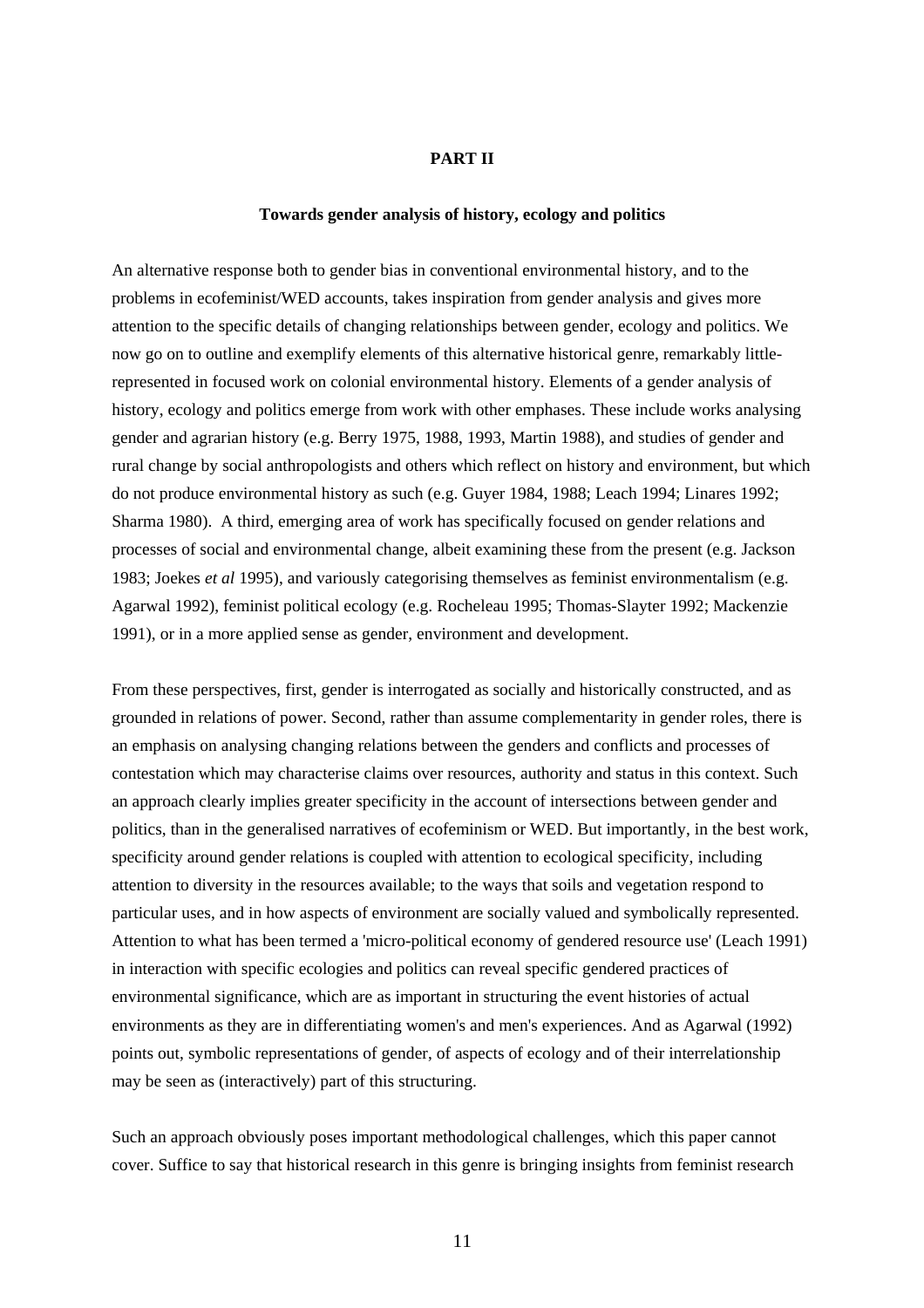## PART II

### Towards gender analysis of history, ecology and politics

An alternative response both to gender bias in conventional environmental history, and to the problems in ecofeminist/WED accounts, takes inspiration from gender analysis and gives more attention to the specific details of changing relationships between gender, ecology and politics. We now go on to outline and exemplify elements of this alternative historical genre, remarkably little-represented in focused work on colonial environmental history. Elements of a gender analysis of history, ecology and politics emerge from work with other emphases. These include works analysing gender and agrarian history (e.g. Berry 1975, 1988, 1993, Martin 1988), and studies of gender and rural change by social anthropologists and others which reflect on history and environment, but which do not produce environmental history as such (e.g. Guyer 1984, 1988; Leach 1994; Linares 1992; Sharma 1980). A third, emerging area of work has specifically focused on gender relations and processes of social and environmental change, albeit examining these from the present (e.g. Jackson 1983; Joekes *et al* 1995), and variously categorising themselves as feminist environmentalism (e.g. Agarwal 1992), feminist political ecology (e.g. Rocheleau 1995; Thomas-Slayter 1992; Mackenzie 1991), or in a more applied sense as gender, environment and development.

From these perspectives, first, gender is interrogated as socially and historically constructed, and as grounded in relations of power. Second, rather than assume complementarity in gender roles, there is an emphasis on analysing changing relations between the genders and conflicts and processes of contestation which may characterise claims over resources, authority and status in this context. Such an approach clearly implies greater specificity in the account of intersections between gender and politics, than in the generalised narratives of ecofeminism or WED. But importantly, in the best work, specificity around gender relations is coupled with attention to ecological specificity, including attention to diversity in the resources available; to the ways that soils and vegetation respond to particular uses, and in how aspects of environment are socially valued and symbolically represented. Attention to what has been termed a 'micro-political economy of gendered resource use' (Leach 1991) in interaction with specific ecologies and politics can reveal specific gendered practices of environmental significance, which are as important in structuring the event histories of actual environments as they are in differentiating women's and men's experiences. And as Agarwal (1992) points out, symbolic representations of gender, of aspects of ecology and of their interrelationship may be seen as (interactively) part of this structuring.

Such an approach obviously poses important methodological challenges, which this paper cannot cover. Suffice to say that historical research in this genre is bringing insights from feminist research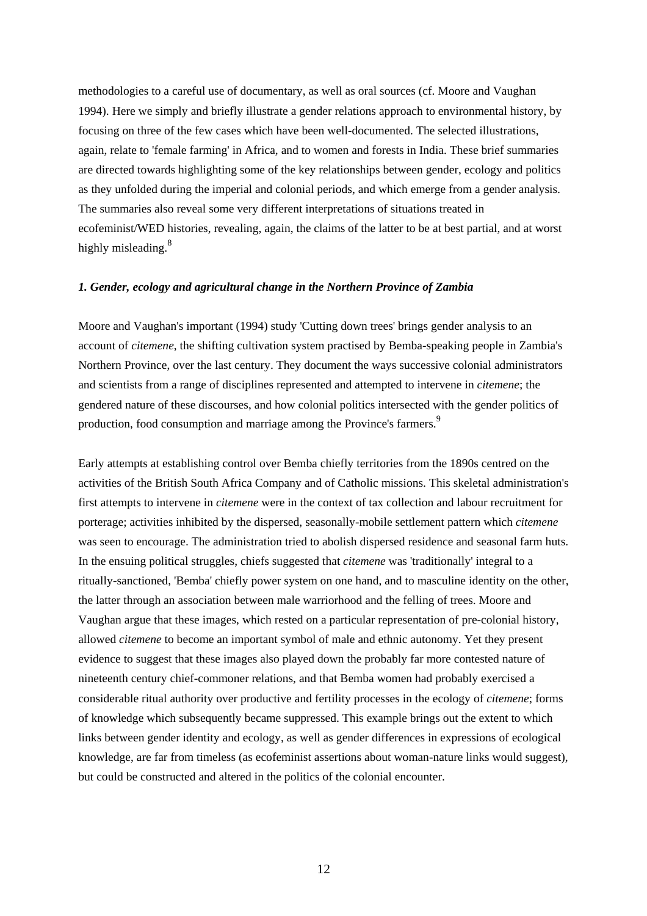methodologies to a careful use of documentary, as well as oral sources (cf. Moore and Vaughan 1994). Here we simply and briefly illustrate a gender relations approach to environmental history, by focusing on three of the few cases which have been well-documented. The selected illustrations, again, relate to 'female farming' in Africa, and to women and forests in India. These brief summaries are directed towards highlighting some of the key relationships between gender, ecology and politics as they unfolded during the imperial and colonial periods, and which emerge from a gender analysis. The summaries also reveal some very different interpretations of situations treated in ecofeminist/WED histories, revealing, again, the claims of the latter to be at best partial, and at worst highly misleading.[8]

### *1. Gender, ecology and agricultural change in the Northern Province of Zambia*

Moore and Vaughan's important (1994) study 'Cutting down trees' brings gender analysis to an account of *citemene*, the shifting cultivation system practised by Bemba-speaking people in Zambia's Northern Province, over the last century. They document the ways successive colonial administrators and scientists from a range of disciplines represented and attempted to intervene in *citemene*; the gendered nature of these discourses, and how colonial politics intersected with the gender politics of production, food consumption and marriage among the Province's farmers.[9]

Early attempts at establishing control over Bemba chiefly territories from the 1890s centred on the activities of the British South Africa Company and of Catholic missions. This skeletal administration's first attempts to intervene in *citemene* were in the context of tax collection and labour recruitment for porterage; activities inhibited by the dispersed, seasonally-mobile settlement pattern which *citemene* was seen to encourage. The administration tried to abolish dispersed residence and seasonal farm huts. In the ensuing political struggles, chiefs suggested that *citemene* was 'traditionally' integral to a ritually-sanctioned, 'Bemba' chiefly power system on one hand, and to masculine identity on the other, the latter through an association between male warriorhood and the felling of trees. Moore and Vaughan argue that these images, which rested on a particular representation of pre-colonial history, allowed *citemene* to become an important symbol of male and ethnic autonomy. Yet they present evidence to suggest that these images also played down the probably far more contested nature of nineteenth century chief-commoner relations, and that Bemba women had probably exercised a considerable ritual authority over productive and fertility processes in the ecology of *citemene*; forms of knowledge which subsequently became suppressed. This example brings out the extent to which links between gender identity and ecology, as well as gender differences in expressions of ecological knowledge, are far from timeless (as ecofeminist assertions about woman-nature links would suggest), but could be constructed and altered in the politics of the colonial encounter.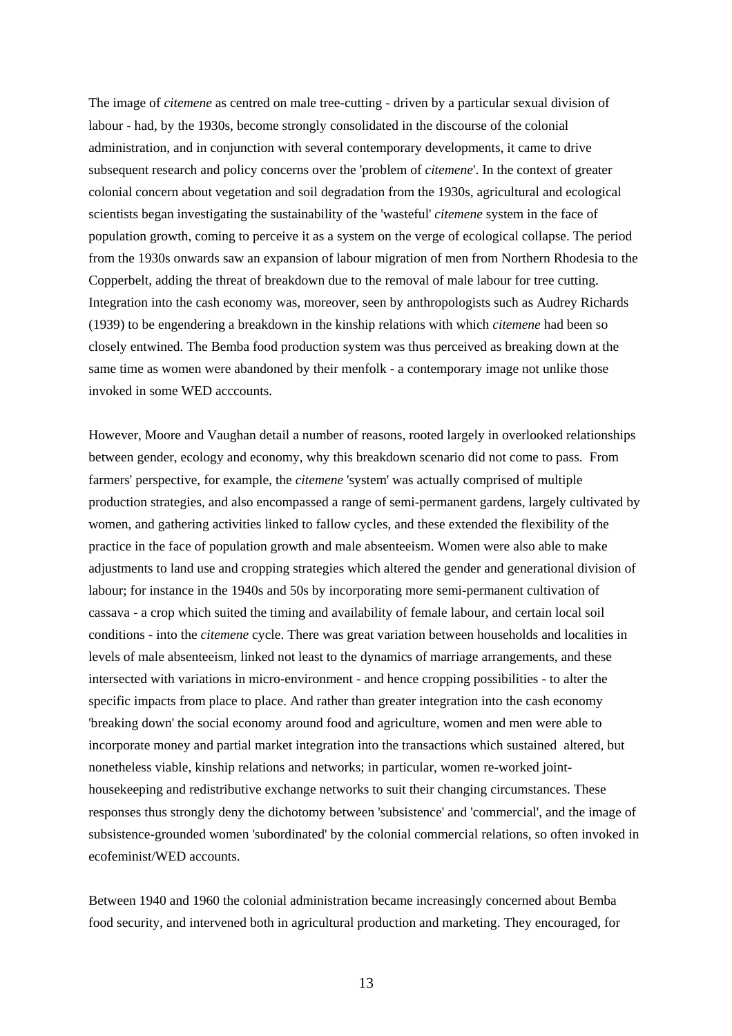The image of *citemene* as centred on male tree-cutting - driven by a particular sexual division of labour - had, by the 1930s, become strongly consolidated in the discourse of the colonial administration, and in conjunction with several contemporary developments, it came to drive subsequent research and policy concerns over the 'problem of *citemene*'. In the context of greater colonial concern about vegetation and soil degradation from the 1930s, agricultural and ecological scientists began investigating the sustainability of the 'wasteful' *citemene* system in the face of population growth, coming to perceive it as a system on the verge of ecological collapse. The period from the 1930s onwards saw an expansion of labour migration of men from Northern Rhodesia to the Copperbelt, adding the threat of breakdown due to the removal of male labour for tree cutting. Integration into the cash economy was, moreover, seen by anthropologists such as Audrey Richards (1939) to be engendering a breakdown in the kinship relations with which *citemene* had been so closely entwined. The Bemba food production system was thus perceived as breaking down at the same time as women were abandoned by their menfolk - a contemporary image not unlike those invoked in some WED acccounts.

However, Moore and Vaughan detail a number of reasons, rooted largely in overlooked relationships between gender, ecology and economy, why this breakdown scenario did not come to pass. From farmers' perspective, for example, the *citemene* 'system' was actually comprised of multiple production strategies, and also encompassed a range of semi-permanent gardens, largely cultivated by women, and gathering activities linked to fallow cycles, and these extended the flexibility of the practice in the face of population growth and male absenteeism. Women were also able to make adjustments to land use and cropping strategies which altered the gender and generational division of labour; for instance in the 1940s and 50s by incorporating more semi-permanent cultivation of cassava - a crop which suited the timing and availability of female labour, and certain local soil conditions - into the *citemene* cycle. There was great variation between households and localities in levels of male absenteeism, linked not least to the dynamics of marriage arrangements, and these intersected with variations in micro-environment - and hence cropping possibilities - to alter the specific impacts from place to place. And rather than greater integration into the cash economy 'breaking down' the social economy around food and agriculture, women and men were able to incorporate money and partial market integration into the transactions which sustained altered, but nonetheless viable, kinship relations and networks; in particular, women re-worked joint-housekeeping and redistributive exchange networks to suit their changing circumstances. These responses thus strongly deny the dichotomy between 'subsistence' and 'commercial', and the image of subsistence-grounded women 'subordinated' by the colonial commercial relations, so often invoked in ecofeminist/WED accounts.

Between 1940 and 1960 the colonial administration became increasingly concerned about Bemba food security, and intervened both in agricultural production and marketing. They encouraged, for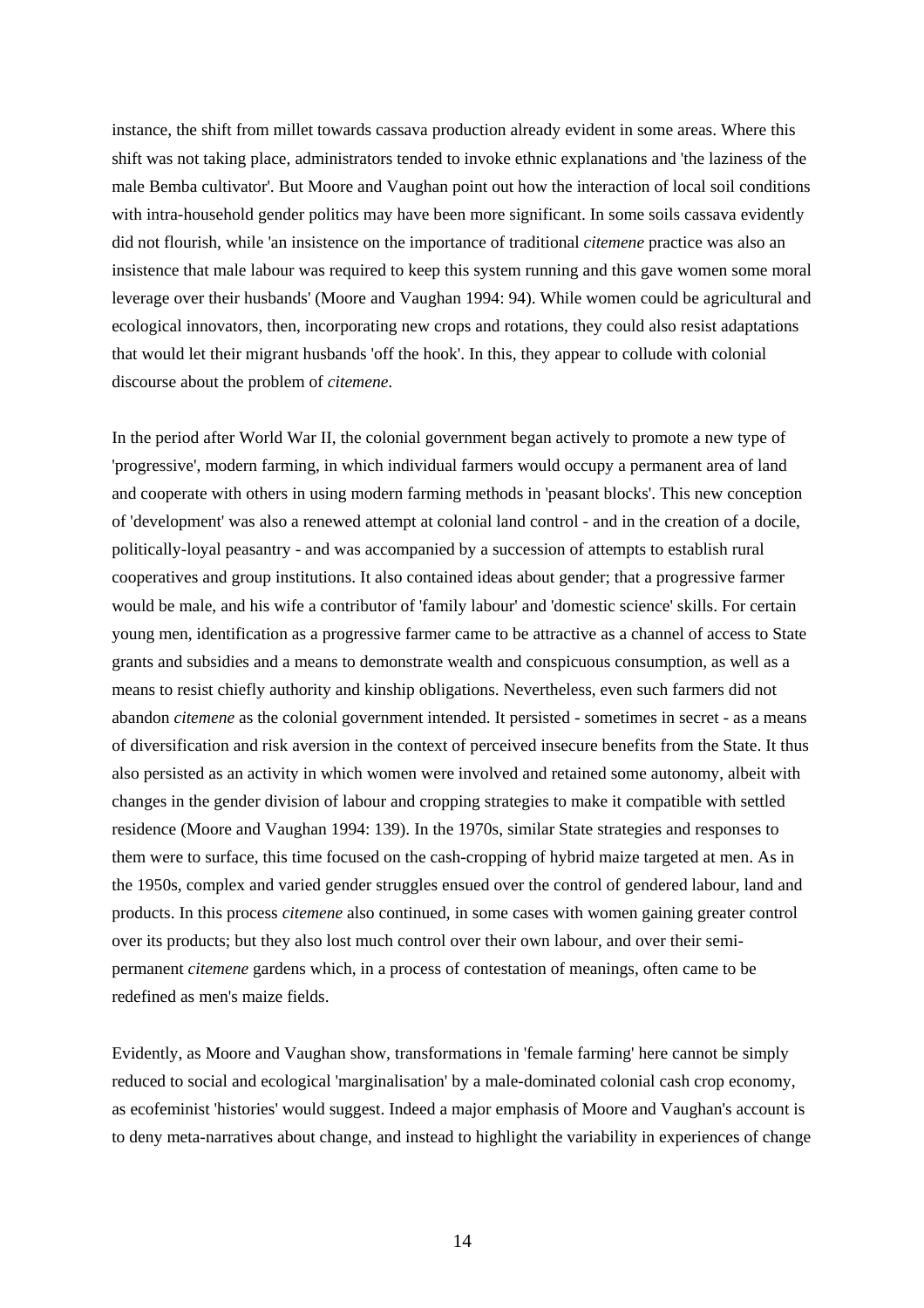instance, the shift from millet towards cassava production already evident in some areas. Where this shift was not taking place, administrators tended to invoke ethnic explanations and 'the laziness of the male Bemba cultivator'. But Moore and Vaughan point out how the interaction of local soil conditions with intra-household gender politics may have been more significant. In some soils cassava evidently did not flourish, while 'an insistence on the importance of traditional *citemene* practice was also an insistence that male labour was required to keep this system running and this gave women some moral leverage over their husbands' (Moore and Vaughan 1994: 94). While women could be agricultural and ecological innovators, then, incorporating new crops and rotations, they could also resist adaptations that would let their migrant husbands 'off the hook'. In this, they appear to collude with colonial discourse about the problem of *citemene*.

In the period after World War II, the colonial government began actively to promote a new type of 'progressive', modern farming, in which individual farmers would occupy a permanent area of land and cooperate with others in using modern farming methods in 'peasant blocks'. This new conception of 'development' was also a renewed attempt at colonial land control - and in the creation of a docile, politically-loyal peasantry - and was accompanied by a succession of attempts to establish rural cooperatives and group institutions. It also contained ideas about gender; that a progressive farmer would be male, and his wife a contributor of 'family labour' and 'domestic science' skills. For certain young men, identification as a progressive farmer came to be attractive as a channel of access to State grants and subsidies and a means to demonstrate wealth and conspicuous consumption, as well as a means to resist chiefly authority and kinship obligations. Nevertheless, even such farmers did not abandon *citemene* as the colonial government intended. It persisted - sometimes in secret - as a means of diversification and risk aversion in the context of perceived insecure benefits from the State. It thus also persisted as an activity in which women were involved and retained some autonomy, albeit with changes in the gender division of labour and cropping strategies to make it compatible with settled residence (Moore and Vaughan 1994: 139). In the 1970s, similar State strategies and responses to them were to surface, this time focused on the cash-cropping of hybrid maize targeted at men. As in the 1950s, complex and varied gender struggles ensued over the control of gendered labour, land and products. In this process *citemene* also continued, in some cases with women gaining greater control over its products; but they also lost much control over their own labour, and over their semi-permanent *citemene* gardens which, in a process of contestation of meanings, often came to be redefined as men's maize fields.

Evidently, as Moore and Vaughan show, transformations in 'female farming' here cannot be simply reduced to social and ecological 'marginalisation' by a male-dominated colonial cash crop economy, as ecofeminist 'histories' would suggest. Indeed a major emphasis of Moore and Vaughan's account is to deny meta-narratives about change, and instead to highlight the variability in experiences of change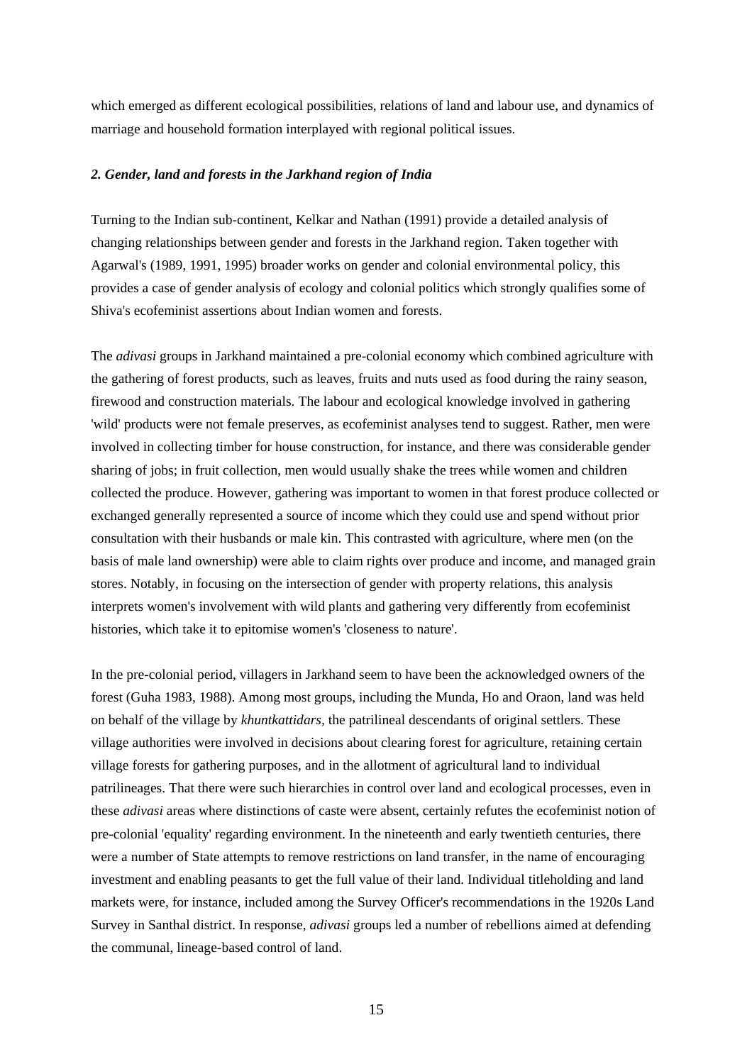which emerged as different ecological possibilities, relations of land and labour use, and dynamics of marriage and household formation interplayed with regional political issues.

### *2. Gender, land and forests in the Jarkhand region of India*

Turning to the Indian sub-continent, Kelkar and Nathan (1991) provide a detailed analysis of changing relationships between gender and forests in the Jarkhand region. Taken together with Agarwal's (1989, 1991, 1995) broader works on gender and colonial environmental policy, this provides a case of gender analysis of ecology and colonial politics which strongly qualifies some of Shiva's ecofeminist assertions about Indian women and forests.

The *adivasi* groups in Jarkhand maintained a pre-colonial economy which combined agriculture with the gathering of forest products, such as leaves, fruits and nuts used as food during the rainy season, firewood and construction materials. The labour and ecological knowledge involved in gathering 'wild' products were not female preserves, as ecofeminist analyses tend to suggest. Rather, men were involved in collecting timber for house construction, for instance, and there was considerable gender sharing of jobs; in fruit collection, men would usually shake the trees while women and children collected the produce. However, gathering was important to women in that forest produce collected or exchanged generally represented a source of income which they could use and spend without prior consultation with their husbands or male kin. This contrasted with agriculture, where men (on the basis of male land ownership) were able to claim rights over produce and income, and managed grain stores. Notably, in focusing on the intersection of gender with property relations, this analysis interprets women's involvement with wild plants and gathering very differently from ecofeminist histories, which take it to epitomise women's 'closeness to nature'.

In the pre-colonial period, villagers in Jarkhand seem to have been the acknowledged owners of the forest (Guha 1983, 1988). Among most groups, including the Munda, Ho and Oraon, land was held on behalf of the village by *khuntkattidars*, the patrilineal descendants of original settlers. These village authorities were involved in decisions about clearing forest for agriculture, retaining certain village forests for gathering purposes, and in the allotment of agricultural land to individual patrilineages. That there were such hierarchies in control over land and ecological processes, even in these *adivasi* areas where distinctions of caste were absent, certainly refutes the ecofeminist notion of pre-colonial 'equality' regarding environment. In the nineteenth and early twentieth centuries, there were a number of State attempts to remove restrictions on land transfer, in the name of encouraging investment and enabling peasants to get the full value of their land. Individual titleholding and land markets were, for instance, included among the Survey Officer's recommendations in the 1920s Land Survey in Santhal district. In response, *adivasi* groups led a number of rebellions aimed at defending the communal, lineage-based control of land.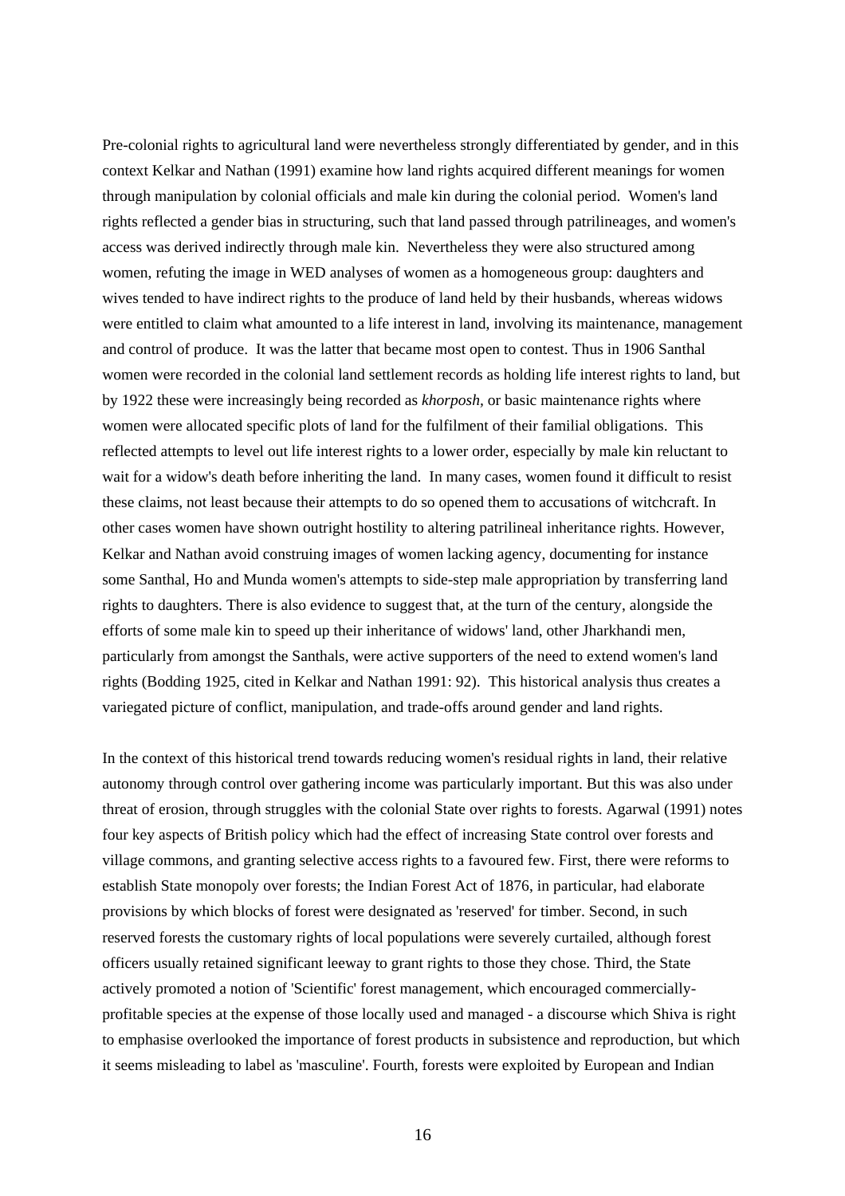Pre-colonial rights to agricultural land were nevertheless strongly differentiated by gender, and in this context Kelkar and Nathan (1991) examine how land rights acquired different meanings for women through manipulation by colonial officials and male kin during the colonial period. Women's land rights reflected a gender bias in structuring, such that land passed through patrilineages, and women's access was derived indirectly through male kin. Nevertheless they were also structured among women, refuting the image in WED analyses of women as a homogeneous group: daughters and wives tended to have indirect rights to the produce of land held by their husbands, whereas widows were entitled to claim what amounted to a life interest in land, involving its maintenance, management and control of produce. It was the latter that became most open to contest. Thus in 1906 Santhal women were recorded in the colonial land settlement records as holding life interest rights to land, but by 1922 these were increasingly being recorded as *khorposh,* or basic maintenance rights where women were allocated specific plots of land for the fulfilment of their familial obligations. This reflected attempts to level out life interest rights to a lower order, especially by male kin reluctant to wait for a widow's death before inheriting the land. In many cases, women found it difficult to resist these claims, not least because their attempts to do so opened them to accusations of witchcraft. In other cases women have shown outright hostility to altering patrilineal inheritance rights. However, Kelkar and Nathan avoid construing images of women lacking agency, documenting for instance some Santhal, Ho and Munda women's attempts to side-step male appropriation by transferring land rights to daughters. There is also evidence to suggest that, at the turn of the century, alongside the efforts of some male kin to speed up their inheritance of widows' land, other Jharkhandi men, particularly from amongst the Santhals, were active supporters of the need to extend women's land rights (Bodding 1925, cited in Kelkar and Nathan 1991: 92). This historical analysis thus creates a variegated picture of conflict, manipulation, and trade-offs around gender and land rights.

In the context of this historical trend towards reducing women's residual rights in land, their relative autonomy through control over gathering income was particularly important. But this was also under threat of erosion, through struggles with the colonial State over rights to forests. Agarwal (1991) notes four key aspects of British policy which had the effect of increasing State control over forests and village commons, and granting selective access rights to a favoured few. First, there were reforms to establish State monopoly over forests; the Indian Forest Act of 1876, in particular, had elaborate provisions by which blocks of forest were designated as 'reserved' for timber. Second, in such reserved forests the customary rights of local populations were severely curtailed, although forest officers usually retained significant leeway to grant rights to those they chose. Third, the State actively promoted a notion of 'Scientific' forest management, which encouraged commercially-profitable species at the expense of those locally used and managed - a discourse which Shiva is right to emphasise overlooked the importance of forest products in subsistence and reproduction, but which it seems misleading to label as 'masculine'. Fourth, forests were exploited by European and Indian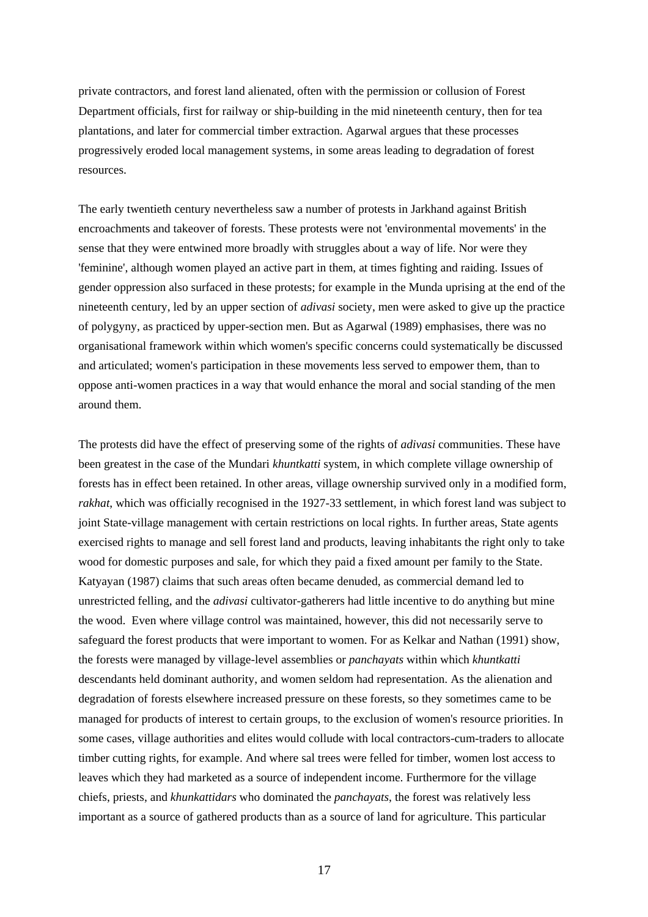private contractors, and forest land alienated, often with the permission or collusion of Forest Department officials, first for railway or ship-building in the mid nineteenth century, then for tea plantations, and later for commercial timber extraction. Agarwal argues that these processes progressively eroded local management systems, in some areas leading to degradation of forest resources.

The early twentieth century nevertheless saw a number of protests in Jarkhand against British encroachments and takeover of forests. These protests were not 'environmental movements' in the sense that they were entwined more broadly with struggles about a way of life. Nor were they 'feminine', although women played an active part in them, at times fighting and raiding. Issues of gender oppression also surfaced in these protests; for example in the Munda uprising at the end of the nineteenth century, led by an upper section of *adivasi* society, men were asked to give up the practice of polygyny, as practiced by upper-section men. But as Agarwal (1989) emphasises, there was no organisational framework within which women's specific concerns could systematically be discussed and articulated; women's participation in these movements less served to empower them, than to oppose anti-women practices in a way that would enhance the moral and social standing of the men around them.

The protests did have the effect of preserving some of the rights of *adivasi* communities. These have been greatest in the case of the Mundari *khuntkatti* system, in which complete village ownership of forests has in effect been retained. In other areas, village ownership survived only in a modified form, *rakhat*, which was officially recognised in the 1927-33 settlement, in which forest land was subject to joint State-village management with certain restrictions on local rights. In further areas, State agents exercised rights to manage and sell forest land and products, leaving inhabitants the right only to take wood for domestic purposes and sale, for which they paid a fixed amount per family to the State. Katyayan (1987) claims that such areas often became denuded, as commercial demand led to unrestricted felling, and the *adivasi* cultivator-gatherers had little incentive to do anything but mine the wood. Even where village control was maintained, however, this did not necessarily serve to safeguard the forest products that were important to women. For as Kelkar and Nathan (1991) show, the forests were managed by village-level assemblies or *panchayats* within which *khuntkatti* descendants held dominant authority, and women seldom had representation. As the alienation and degradation of forests elsewhere increased pressure on these forests, so they sometimes came to be managed for products of interest to certain groups, to the exclusion of women's resource priorities. In some cases, village authorities and elites would collude with local contractors-cum-traders to allocate timber cutting rights, for example. And where sal trees were felled for timber, women lost access to leaves which they had marketed as a source of independent income. Furthermore for the village chiefs, priests, and *khunkattidars* who dominated the *panchayats*, the forest was relatively less important as a source of gathered products than as a source of land for agriculture. This particular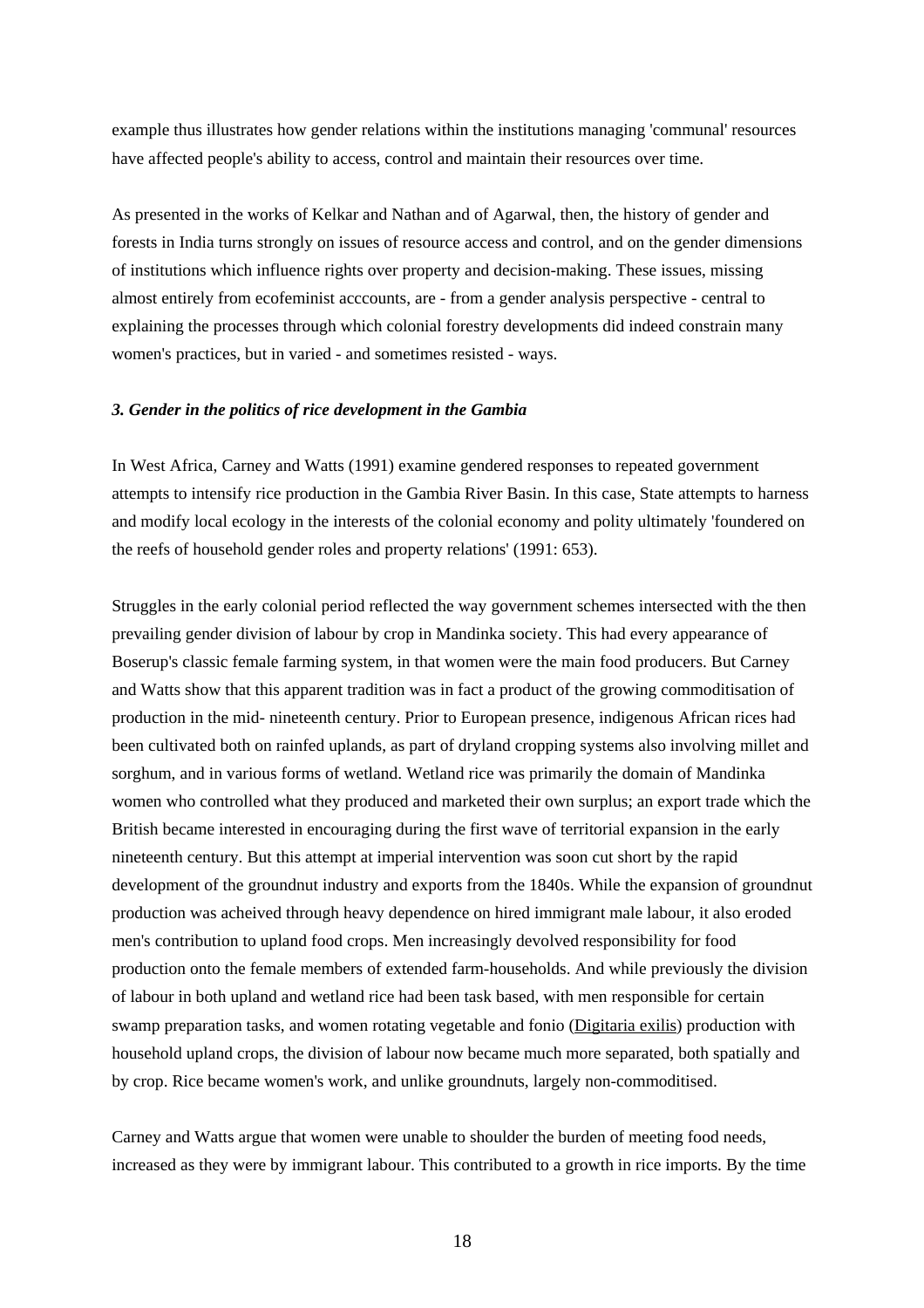example thus illustrates how gender relations within the institutions managing 'communal' resources have affected people's ability to access, control and maintain their resources over time.

As presented in the works of Kelkar and Nathan and of Agarwal, then, the history of gender and forests in India turns strongly on issues of resource access and control, and on the gender dimensions of institutions which influence rights over property and decision-making. These issues, missing almost entirely from ecofeminist acccounts, are - from a gender analysis perspective - central to explaining the processes through which colonial forestry developments did indeed constrain many women's practices, but in varied - and sometimes resisted - ways.

### *3. Gender in the politics of rice development in the Gambia*

In West Africa, Carney and Watts (1991) examine gendered responses to repeated government attempts to intensify rice production in the Gambia River Basin. In this case, State attempts to harness and modify local ecology in the interests of the colonial economy and polity ultimately 'foundered on the reefs of household gender roles and property relations' (1991: 653).

Struggles in the early colonial period reflected the way government schemes intersected with the then prevailing gender division of labour by crop in Mandinka society. This had every appearance of Boserup's classic female farming system, in that women were the main food producers. But Carney and Watts show that this apparent tradition was in fact a product of the growing commoditisation of production in the mid- nineteenth century. Prior to European presence, indigenous African rices had been cultivated both on rainfed uplands, as part of dryland cropping systems also involving millet and sorghum, and in various forms of wetland. Wetland rice was primarily the domain of Mandinka women who controlled what they produced and marketed their own surplus; an export trade which the British became interested in encouraging during the first wave of territorial expansion in the early nineteenth century. But this attempt at imperial intervention was soon cut short by the rapid development of the groundnut industry and exports from the 1840s. While the expansion of groundnut production was acheived through heavy dependence on hired immigrant male labour, it also eroded men's contribution to upland food crops. Men increasingly devolved responsibility for food production onto the female members of extended farm-households. And while previously the division of labour in both upland and wetland rice had been task based, with men responsible for certain swamp preparation tasks, and women rotating vegetable and fonio (Digitaria exilis) production with household upland crops, the division of labour now became much more separated, both spatially and by crop. Rice became women's work, and unlike groundnuts, largely non-commoditised.

Carney and Watts argue that women were unable to shoulder the burden of meeting food needs, increased as they were by immigrant labour. This contributed to a growth in rice imports. By the time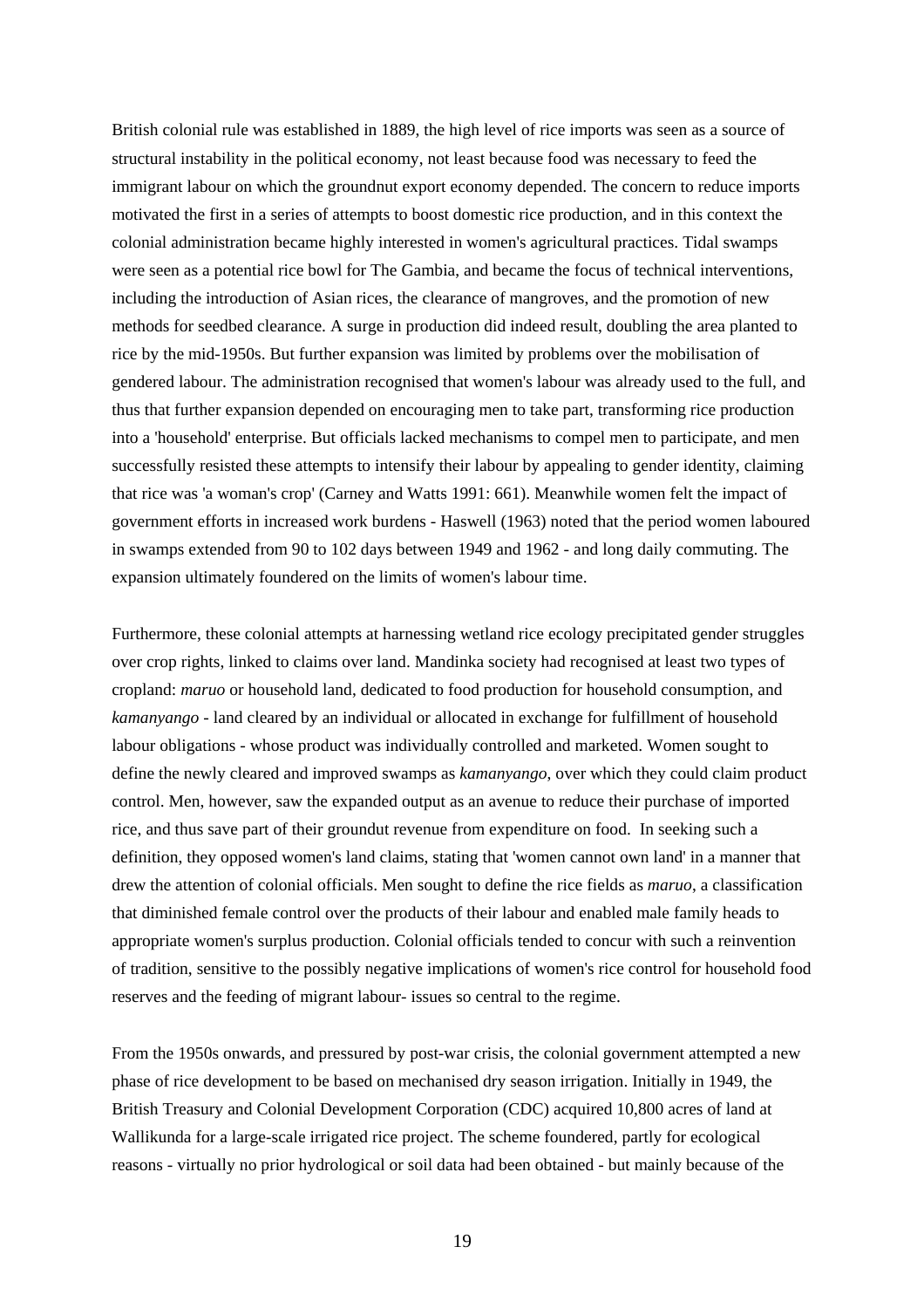British colonial rule was established in 1889, the high level of rice imports was seen as a source of structural instability in the political economy, not least because food was necessary to feed the immigrant labour on which the groundnut export economy depended. The concern to reduce imports motivated the first in a series of attempts to boost domestic rice production, and in this context the colonial administration became highly interested in women's agricultural practices. Tidal swamps were seen as a potential rice bowl for The Gambia, and became the focus of technical interventions, including the introduction of Asian rices, the clearance of mangroves, and the promotion of new methods for seedbed clearance. A surge in production did indeed result, doubling the area planted to rice by the mid-1950s. But further expansion was limited by problems over the mobilisation of gendered labour. The administration recognised that women's labour was already used to the full, and thus that further expansion depended on encouraging men to take part, transforming rice production into a 'household' enterprise. But officials lacked mechanisms to compel men to participate, and men successfully resisted these attempts to intensify their labour by appealing to gender identity, claiming that rice was 'a woman's crop' (Carney and Watts 1991: 661). Meanwhile women felt the impact of government efforts in increased work burdens - Haswell (1963) noted that the period women laboured in swamps extended from 90 to 102 days between 1949 and 1962 - and long daily commuting. The expansion ultimately foundered on the limits of women's labour time.

Furthermore, these colonial attempts at harnessing wetland rice ecology precipitated gender struggles over crop rights, linked to claims over land. Mandinka society had recognised at least two types of cropland: *maruo* or household land, dedicated to food production for household consumption, and *kamanyango* - land cleared by an individual or allocated in exchange for fulfillment of household labour obligations - whose product was individually controlled and marketed. Women sought to define the newly cleared and improved swamps as *kamanyango*, over which they could claim product control. Men, however, saw the expanded output as an avenue to reduce their purchase of imported rice, and thus save part of their groundut revenue from expenditure on food. In seeking such a definition, they opposed women's land claims, stating that 'women cannot own land' in a manner that drew the attention of colonial officials. Men sought to define the rice fields as *maruo*, a classification that diminished female control over the products of their labour and enabled male family heads to appropriate women's surplus production. Colonial officials tended to concur with such a reinvention of tradition, sensitive to the possibly negative implications of women's rice control for household food reserves and the feeding of migrant labour- issues so central to the regime.

From the 1950s onwards, and pressured by post-war crisis, the colonial government attempted a new phase of rice development to be based on mechanised dry season irrigation. Initially in 1949, the British Treasury and Colonial Development Corporation (CDC) acquired 10,800 acres of land at Wallikunda for a large-scale irrigated rice project. The scheme foundered, partly for ecological reasons - virtually no prior hydrological or soil data had been obtained - but mainly because of the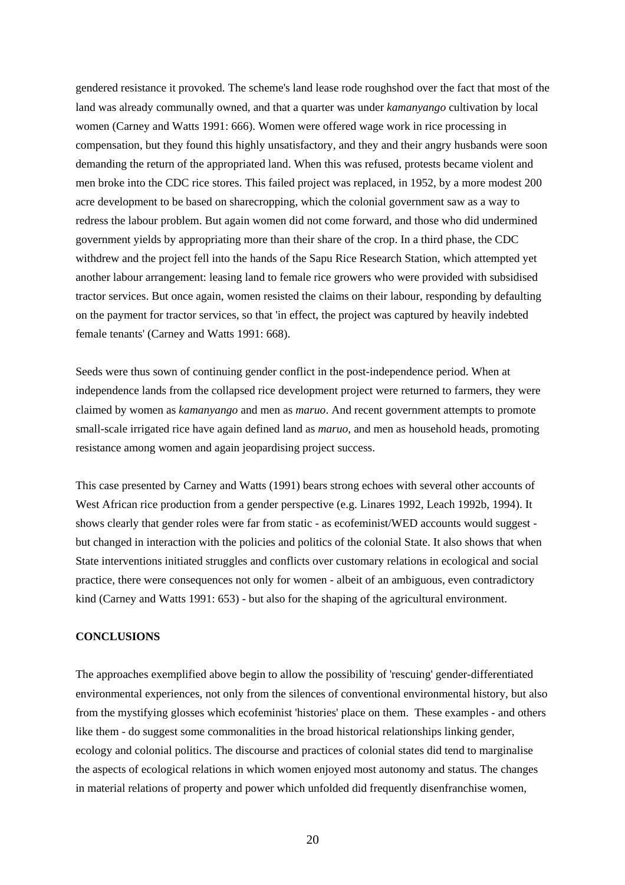gendered resistance it provoked. The scheme's land lease rode roughshod over the fact that most of the land was already communally owned, and that a quarter was under *kamanyango* cultivation by local women (Carney and Watts 1991: 666). Women were offered wage work in rice processing in compensation, but they found this highly unsatisfactory, and they and their angry husbands were soon demanding the return of the appropriated land. When this was refused, protests became violent and men broke into the CDC rice stores. This failed project was replaced, in 1952, by a more modest 200 acre development to be based on sharecropping, which the colonial government saw as a way to redress the labour problem. But again women did not come forward, and those who did undermined government yields by appropriating more than their share of the crop. In a third phase, the CDC withdrew and the project fell into the hands of the Sapu Rice Research Station, which attempted yet another labour arrangement: leasing land to female rice growers who were provided with subsidised tractor services. But once again, women resisted the claims on their labour, responding by defaulting on the payment for tractor services, so that 'in effect, the project was captured by heavily indebted female tenants' (Carney and Watts 1991: 668).

Seeds were thus sown of continuing gender conflict in the post-independence period. When at independence lands from the collapsed rice development project were returned to farmers, they were claimed by women as *kamanyango* and men as *maruo*. And recent government attempts to promote small-scale irrigated rice have again defined land as *maruo*, and men as household heads, promoting resistance among women and again jeopardising project success.

This case presented by Carney and Watts (1991) bears strong echoes with several other accounts of West African rice production from a gender perspective (e.g. Linares 1992, Leach 1992b, 1994). It shows clearly that gender roles were far from static - as ecofeminist/WED accounts would suggest - but changed in interaction with the policies and politics of the colonial State. It also shows that when State interventions initiated struggles and conflicts over customary relations in ecological and social practice, there were consequences not only for women - albeit of an ambiguous, even contradictory kind (Carney and Watts 1991: 653) - but also for the shaping of the agricultural environment.

**CONCLUSIONS**

The approaches exemplified above begin to allow the possibility of 'rescuing' gender-differentiated environmental experiences, not only from the silences of conventional environmental history, but also from the mystifying glosses which ecofeminist 'histories' place on them. These examples - and others like them - do suggest some commonalities in the broad historical relationships linking gender, ecology and colonial politics. The discourse and practices of colonial states did tend to marginalise the aspects of ecological relations in which women enjoyed most autonomy and status. The changes in material relations of property and power which unfolded did frequently disenfranchise women,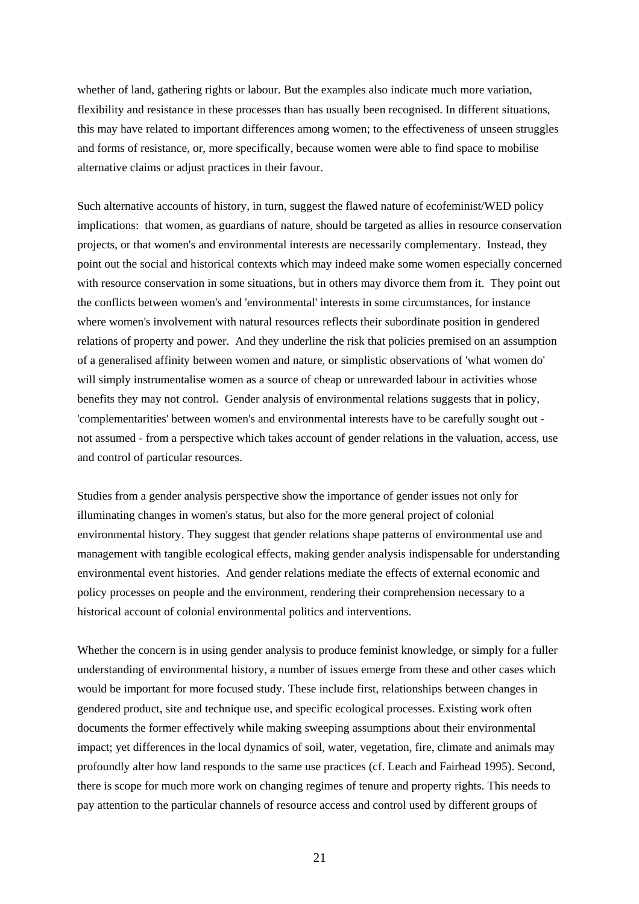whether of land, gathering rights or labour. But the examples also indicate much more variation, flexibility and resistance in these processes than has usually been recognised. In different situations, this may have related to important differences among women; to the effectiveness of unseen struggles and forms of resistance, or, more specifically, because women were able to find space to mobilise alternative claims or adjust practices in their favour.

Such alternative accounts of history, in turn, suggest the flawed nature of ecofeminist/WED policy implications: that women, as guardians of nature, should be targeted as allies in resource conservation projects, or that women's and environmental interests are necessarily complementary. Instead, they point out the social and historical contexts which may indeed make some women especially concerned with resource conservation in some situations, but in others may divorce them from it. They point out the conflicts between women's and 'environmental' interests in some circumstances, for instance where women's involvement with natural resources reflects their subordinate position in gendered relations of property and power. And they underline the risk that policies premised on an assumption of a generalised affinity between women and nature, or simplistic observations of 'what women do' will simply instrumentalise women as a source of cheap or unrewarded labour in activities whose benefits they may not control. Gender analysis of environmental relations suggests that in policy, 'complementarities' between women's and environmental interests have to be carefully sought out - not assumed - from a perspective which takes account of gender relations in the valuation, access, use and control of particular resources.

Studies from a gender analysis perspective show the importance of gender issues not only for illuminating changes in women's status, but also for the more general project of colonial environmental history. They suggest that gender relations shape patterns of environmental use and management with tangible ecological effects, making gender analysis indispensable for understanding environmental event histories. And gender relations mediate the effects of external economic and policy processes on people and the environment, rendering their comprehension necessary to a historical account of colonial environmental politics and interventions.

Whether the concern is in using gender analysis to produce feminist knowledge, or simply for a fuller understanding of environmental history, a number of issues emerge from these and other cases which would be important for more focused study. These include first, relationships between changes in gendered product, site and technique use, and specific ecological processes. Existing work often documents the former effectively while making sweeping assumptions about their environmental impact; yet differences in the local dynamics of soil, water, vegetation, fire, climate and animals may profoundly alter how land responds to the same use practices (cf. Leach and Fairhead 1995). Second, there is scope for much more work on changing regimes of tenure and property rights. This needs to pay attention to the particular channels of resource access and control used by different groups of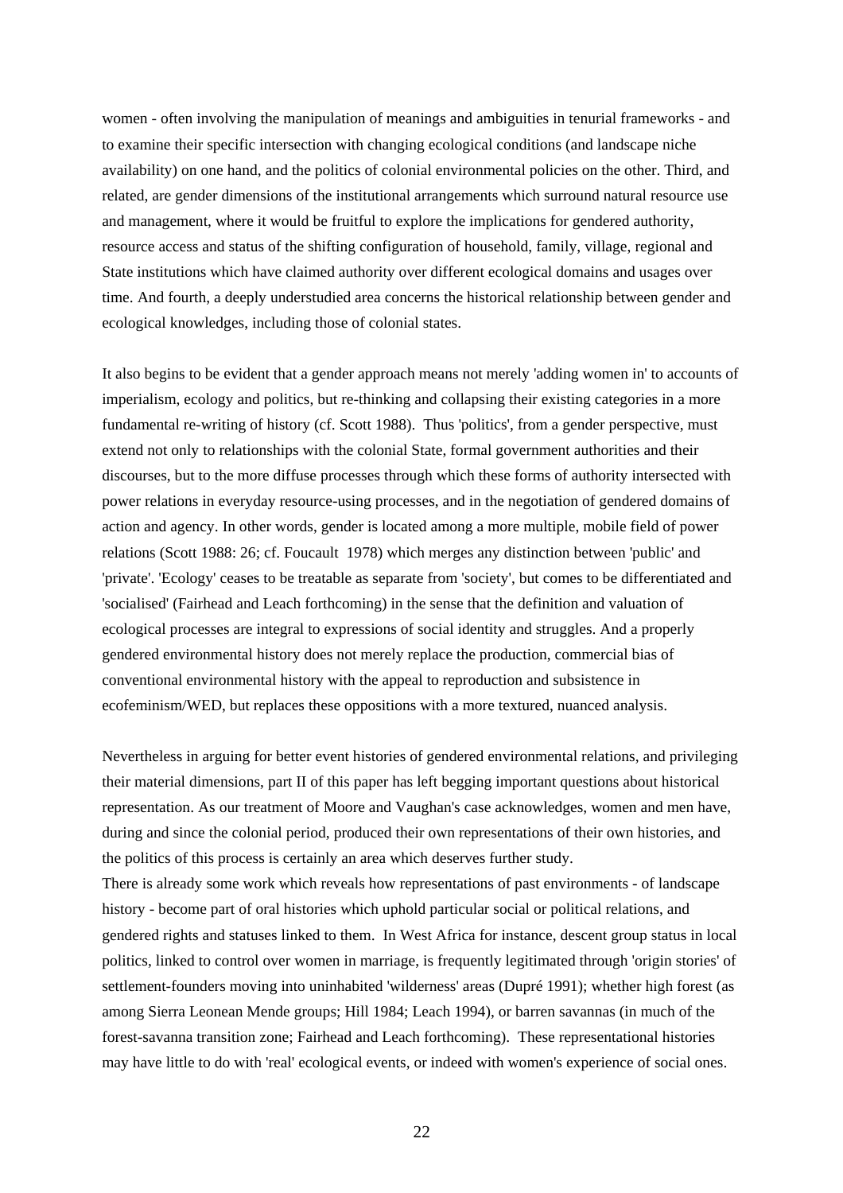women - often involving the manipulation of meanings and ambiguities in tenurial frameworks - and to examine their specific intersection with changing ecological conditions (and landscape niche availability) on one hand, and the politics of colonial environmental policies on the other. Third, and related, are gender dimensions of the institutional arrangements which surround natural resource use and management, where it would be fruitful to explore the implications for gendered authority, resource access and status of the shifting configuration of household, family, village, regional and State institutions which have claimed authority over different ecological domains and usages over time. And fourth, a deeply understudied area concerns the historical relationship between gender and ecological knowledges, including those of colonial states.

It also begins to be evident that a gender approach means not merely 'adding women in' to accounts of imperialism, ecology and politics, but re-thinking and collapsing their existing categories in a more fundamental re-writing of history (cf. Scott 1988). Thus 'politics', from a gender perspective, must extend not only to relationships with the colonial State, formal government authorities and their discourses, but to the more diffuse processes through which these forms of authority intersected with power relations in everyday resource-using processes, and in the negotiation of gendered domains of action and agency. In other words, gender is located among a more multiple, mobile field of power relations (Scott 1988: 26; cf. Foucault 1978) which merges any distinction between 'public' and 'private'. 'Ecology' ceases to be treatable as separate from 'society', but comes to be differentiated and 'socialised' (Fairhead and Leach forthcoming) in the sense that the definition and valuation of ecological processes are integral to expressions of social identity and struggles. And a properly gendered environmental history does not merely replace the production, commercial bias of conventional environmental history with the appeal to reproduction and subsistence in ecofeminism/WED, but replaces these oppositions with a more textured, nuanced analysis.

Nevertheless in arguing for better event histories of gendered environmental relations, and privileging their material dimensions, part II of this paper has left begging important questions about historical representation. As our treatment of Moore and Vaughan's case acknowledges, women and men have, during and since the colonial period, produced their own representations of their own histories, and the politics of this process is certainly an area which deserves further study.

There is already some work which reveals how representations of past environments - of landscape history - become part of oral histories which uphold particular social or political relations, and gendered rights and statuses linked to them. In West Africa for instance, descent group status in local politics, linked to control over women in marriage, is frequently legitimated through 'origin stories' of settlement-founders moving into uninhabited 'wilderness' areas (Dupré 1991); whether high forest (as among Sierra Leonean Mende groups; Hill 1984; Leach 1994), or barren savannas (in much of the forest-savanna transition zone; Fairhead and Leach forthcoming). These representational histories may have little to do with 'real' ecological events, or indeed with women's experience of social ones.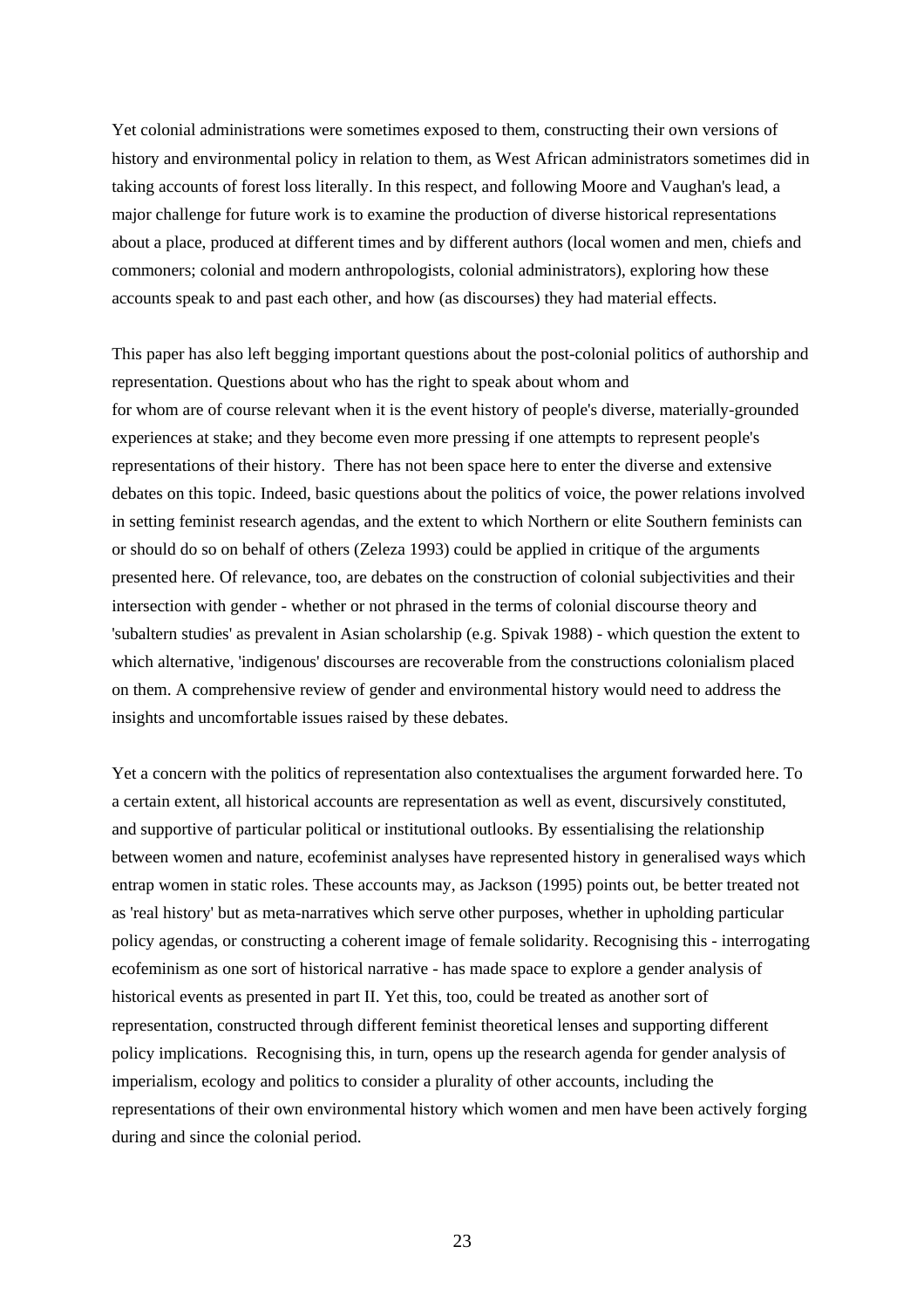Yet colonial administrations were sometimes exposed to them, constructing their own versions of history and environmental policy in relation to them, as West African administrators sometimes did in taking accounts of forest loss literally. In this respect, and following Moore and Vaughan's lead, a major challenge for future work is to examine the production of diverse historical representations about a place, produced at different times and by different authors (local women and men, chiefs and commoners; colonial and modern anthropologists, colonial administrators), exploring how these accounts speak to and past each other, and how (as discourses) they had material effects.

This paper has also left begging important questions about the post-colonial politics of authorship and representation. Questions about who has the right to speak about whom and for whom are of course relevant when it is the event history of people's diverse, materially-grounded experiences at stake; and they become even more pressing if one attempts to represent people's representations of their history. There has not been space here to enter the diverse and extensive debates on this topic. Indeed, basic questions about the politics of voice, the power relations involved in setting feminist research agendas, and the extent to which Northern or elite Southern feminists can or should do so on behalf of others (Zeleza 1993) could be applied in critique of the arguments presented here. Of relevance, too, are debates on the construction of colonial subjectivities and their intersection with gender - whether or not phrased in the terms of colonial discourse theory and 'subaltern studies' as prevalent in Asian scholarship (e.g. Spivak 1988) - which question the extent to which alternative, 'indigenous' discourses are recoverable from the constructions colonialism placed on them. A comprehensive review of gender and environmental history would need to address the insights and uncomfortable issues raised by these debates.

Yet a concern with the politics of representation also contextualises the argument forwarded here. To a certain extent, all historical accounts are representation as well as event, discursively constituted, and supportive of particular political or institutional outlooks. By essentialising the relationship between women and nature, ecofeminist analyses have represented history in generalised ways which entrap women in static roles. These accounts may, as Jackson (1995) points out, be better treated not as 'real history' but as meta-narratives which serve other purposes, whether in upholding particular policy agendas, or constructing a coherent image of female solidarity. Recognising this - interrogating ecofeminism as one sort of historical narrative - has made space to explore a gender analysis of historical events as presented in part II. Yet this, too, could be treated as another sort of representation, constructed through different feminist theoretical lenses and supporting different policy implications. Recognising this, in turn, opens up the research agenda for gender analysis of imperialism, ecology and politics to consider a plurality of other accounts, including the representations of their own environmental history which women and men have been actively forging during and since the colonial period.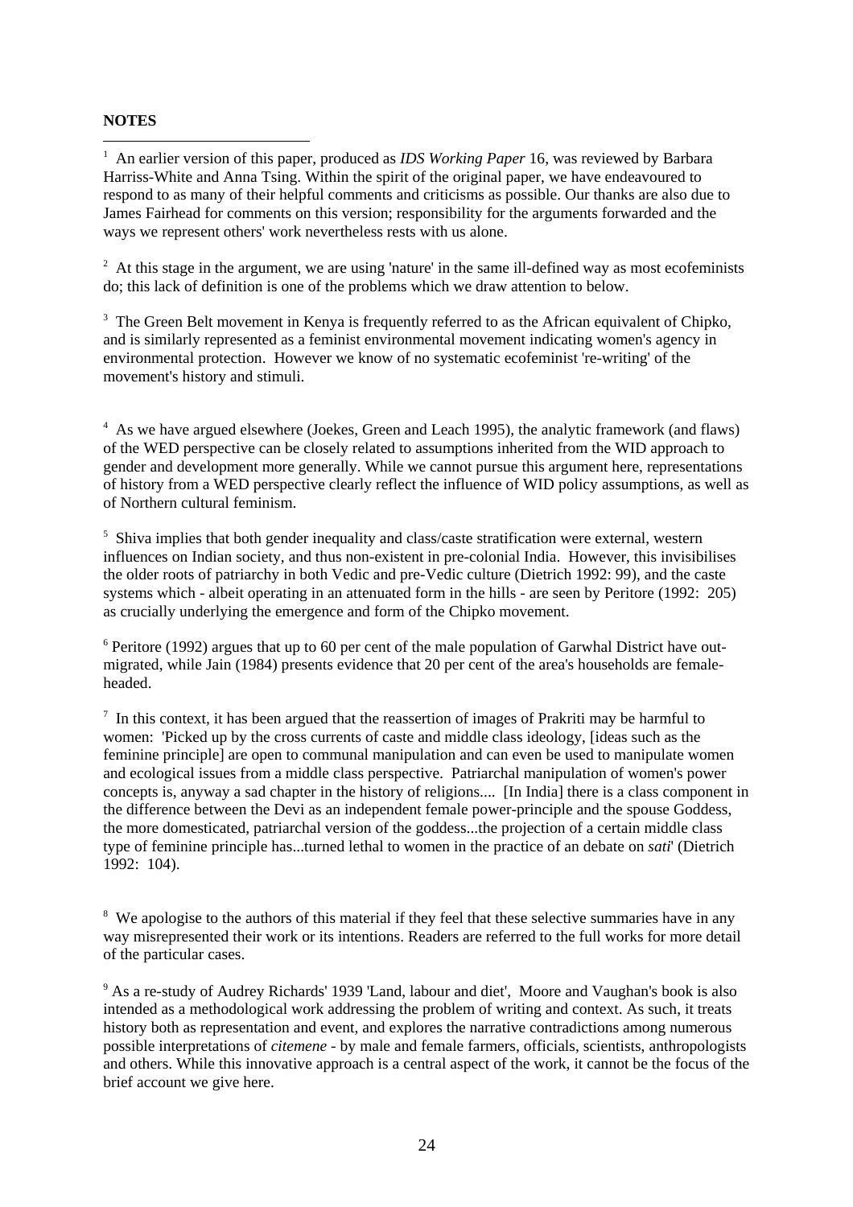**NOTES**

[1] An earlier version of this paper, produced as *IDS Working Paper* 16, was reviewed by Barbara Harriss-White and Anna Tsing. Within the spirit of the original paper, we have endeavoured to respond to as many of their helpful comments and criticisms as possible. Our thanks are also due to James Fairhead for comments on this version; responsibility for the arguments forwarded and the ways we represent others' work nevertheless rests with us alone.

[2] At this stage in the argument, we are using 'nature' in the same ill-defined way as most ecofeminists do; this lack of definition is one of the problems which we draw attention to below.

[3] The Green Belt movement in Kenya is frequently referred to as the African equivalent of Chipko, and is similarly represented as a feminist environmental movement indicating women's agency in environmental protection. However we know of no systematic ecofeminist 're-writing' of the movement's history and stimuli.

[4] As we have argued elsewhere (Joekes, Green and Leach 1995), the analytic framework (and flaws) of the WED perspective can be closely related to assumptions inherited from the WID approach to gender and development more generally. While we cannot pursue this argument here, representations of history from a WED perspective clearly reflect the influence of WID policy assumptions, as well as of Northern cultural feminism.

[5] Shiva implies that both gender inequality and class/caste stratification were external, western influences on Indian society, and thus non-existent in pre-colonial India. However, this invisibilises the older roots of patriarchy in both Vedic and pre-Vedic culture (Dietrich 1992: 99), and the caste systems which - albeit operating in an attenuated form in the hills - are seen by Peritore (1992: 205) as crucially underlying the emergence and form of the Chipko movement.

[6] Peritore (1992) argues that up to 60 per cent of the male population of Garwhal District have out-migrated, while Jain (1984) presents evidence that 20 per cent of the area's households are female-headed.

[7] In this context, it has been argued that the reassertion of images of Prakriti may be harmful to women: 'Picked up by the cross currents of caste and middle class ideology, [ideas such as the feminine principle] are open to communal manipulation and can even be used to manipulate women and ecological issues from a middle class perspective. Patriarchal manipulation of women's power concepts is, anyway a sad chapter in the history of religions.... [In India] there is a class component in the difference between the Devi as an independent female power-principle and the spouse Goddess, the more domesticated, patriarchal version of the goddess...the projection of a certain middle class type of feminine principle has...turned lethal to women in the practice of an debate on *sati*' (Dietrich 1992: 104).

[8] We apologise to the authors of this material if they feel that these selective summaries have in any way misrepresented their work or its intentions. Readers are referred to the full works for more detail of the particular cases.

[9] As a re-study of Audrey Richards' 1939 'Land, labour and diet', Moore and Vaughan's book is also intended as a methodological work addressing the problem of writing and context. As such, it treats history both as representation and event, and explores the narrative contradictions among numerous possible interpretations of *citemene* - by male and female farmers, officials, scientists, anthropologists and others. While this innovative approach is a central aspect of the work, it cannot be the focus of the brief account we give here.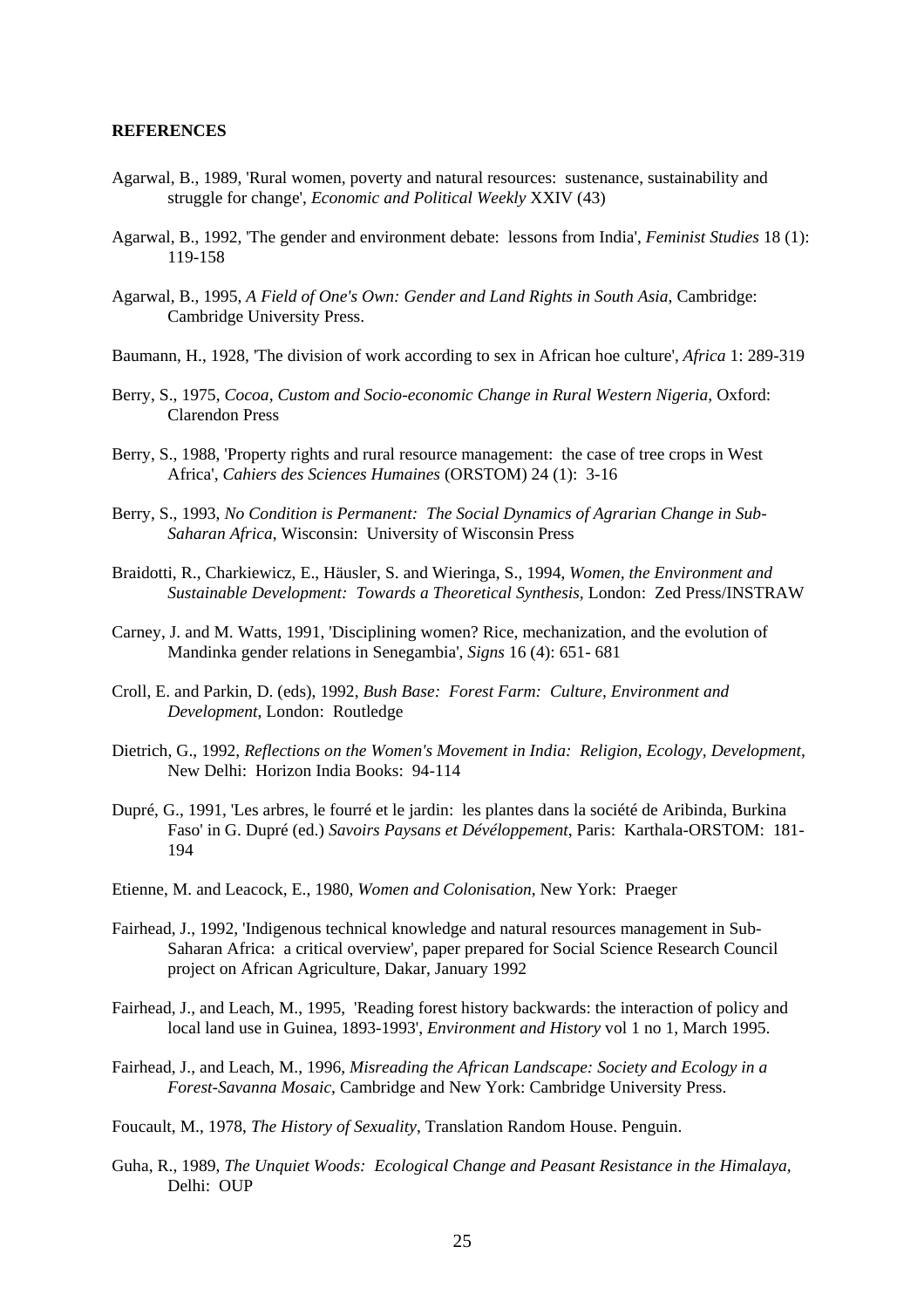**REFERENCES**

Agarwal, B., 1989, 'Rural women, poverty and natural resources: sustenance, sustainability and struggle for change', *Economic and Political Weekly* XXIV (43)

Agarwal, B., 1992, 'The gender and environment debate: lessons from India', *Feminist Studies* 18 (1): 119-158

Agarwal, B., 1995, *A Field of One's Own: Gender and Land Rights in South Asia*, Cambridge: Cambridge University Press.

Baumann, H., 1928, 'The division of work according to sex in African hoe culture', *Africa* 1: 289-319

Berry, S., 1975, *Cocoa, Custom and Socio-economic Change in Rural Western Nigeria*, Oxford: Clarendon Press

Berry, S., 1988, 'Property rights and rural resource management: the case of tree crops in West Africa', *Cahiers des Sciences Humaines* (ORSTOM) 24 (1): 3-16

Berry, S., 1993, *No Condition is Permanent: The Social Dynamics of Agrarian Change in Sub-Saharan Africa*, Wisconsin: University of Wisconsin Press

Braidotti, R., Charkiewicz, E., Häusler, S. and Wieringa, S., 1994, *Women, the Environment and Sustainable Development: Towards a Theoretical Synthesis,* London: Zed Press/INSTRAW

Carney, J. and M. Watts, 1991, 'Disciplining women? Rice, mechanization, and the evolution of Mandinka gender relations in Senegambia', *Signs* 16 (4): 651- 681

Croll, E. and Parkin, D. (eds), 1992, *Bush Base: Forest Farm: Culture, Environment and Development*, London: Routledge

Dietrich, G., 1992, *Reflections on the Women's Movement in India: Religion, Ecology, Development,* New Delhi: Horizon India Books: 94-114

Dupré, G., 1991, 'Les arbres, le fourré et le jardin: les plantes dans la société de Aribinda, Burkina Faso' in G. Dupré (ed.) *Savoirs Paysans et Dévéloppement*, Paris: Karthala-ORSTOM: 181-194

Etienne, M. and Leacock, E., 1980, *Women and Colonisation*, New York: Praeger

Fairhead, J., 1992, 'Indigenous technical knowledge and natural resources management in Sub-Saharan Africa: a critical overview', paper prepared for Social Science Research Council project on African Agriculture, Dakar, January 1992

Fairhead, J., and Leach, M., 1995, 'Reading forest history backwards: the interaction of policy and local land use in Guinea, 1893-1993', *Environment and History* vol 1 no 1, March 1995.

Fairhead, J., and Leach, M., 1996, *Misreading the African Landscape: Society and Ecology in a Forest-Savanna Mosaic*, Cambridge and New York: Cambridge University Press.

Foucault, M., 1978, *The History of Sexuality*, Translation Random House. Penguin.

Guha, R., 1989, *The Unquiet Woods: Ecological Change and Peasant Resistance in the Himalaya*, Delhi: OUP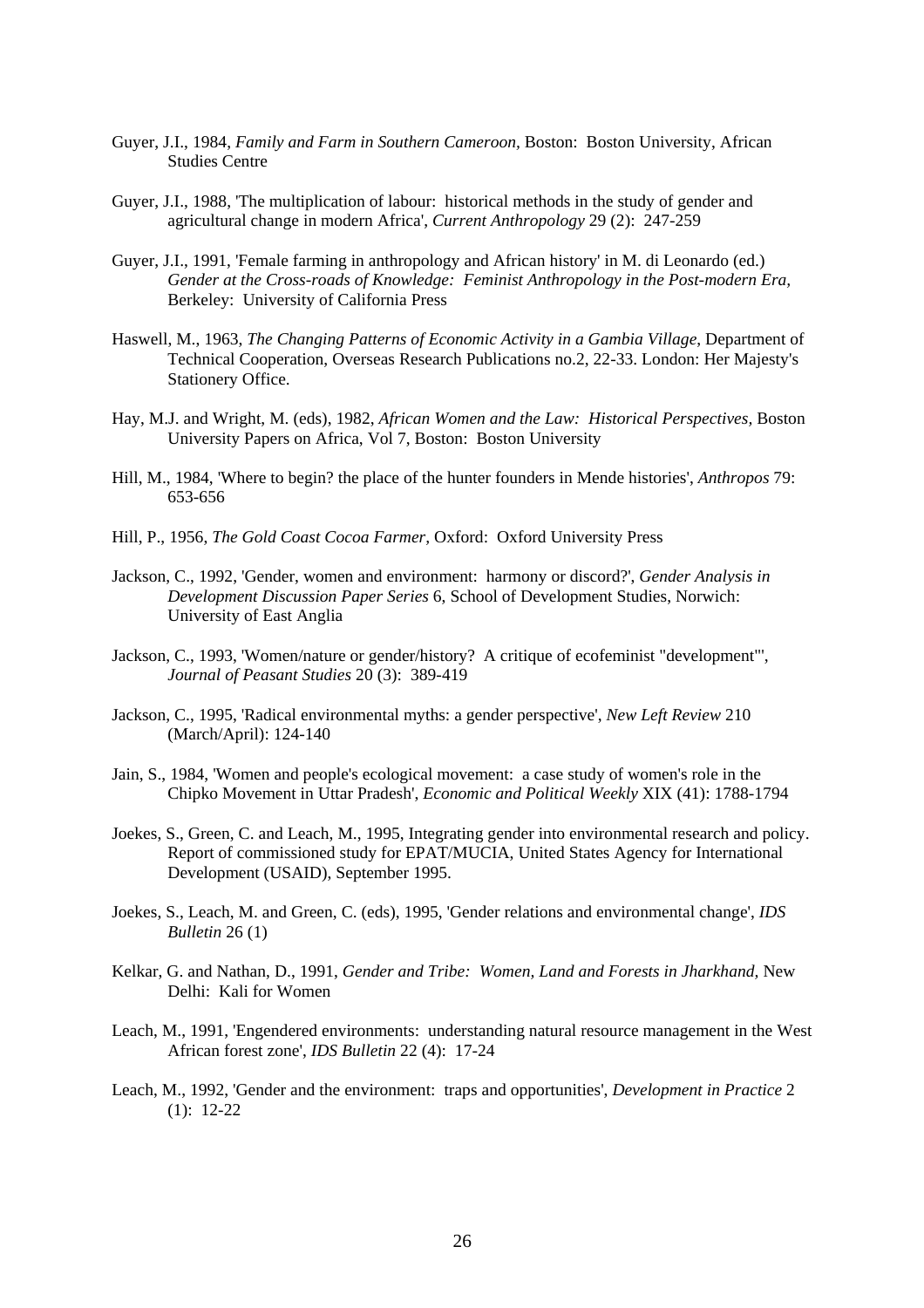Guyer, J.I., 1984, *Family and Farm in Southern Cameroon,* Boston: Boston University, African Studies Centre

Guyer, J.I., 1988, 'The multiplication of labour: historical methods in the study of gender and agricultural change in modern Africa', *Current Anthropology* 29 (2): 247-259

Guyer, J.I., 1991, 'Female farming in anthropology and African history' in M. di Leonardo (ed.) *Gender at the Cross-roads of Knowledge: Feminist Anthropology in the Post-modern Era,* Berkeley: University of California Press

Haswell, M., 1963, *The Changing Patterns of Economic Activity in a Gambia Village*, Department of Technical Cooperation, Overseas Research Publications no.2, 22-33. London: Her Majesty's Stationery Office.

Hay, M.J. and Wright, M. (eds), 1982, *African Women and the Law: Historical Perspectives,* Boston University Papers on Africa, Vol 7, Boston: Boston University

Hill, M., 1984, 'Where to begin? the place of the hunter founders in Mende histories', *Anthropos* 79: 653-656

Hill, P., 1956, *The Gold Coast Cocoa Farmer,* Oxford: Oxford University Press

Jackson, C., 1992, 'Gender, women and environment: harmony or discord?', *Gender Analysis in Development Discussion Paper Series* 6, School of Development Studies, Norwich: University of East Anglia

Jackson, C., 1993, 'Women/nature or gender/history? A critique of ecofeminist "development"', *Journal of Peasant Studies* 20 (3): 389-419

Jackson, C., 1995, 'Radical environmental myths: a gender perspective', *New Left Review* 210 (March/April): 124-140

Jain, S., 1984, 'Women and people's ecological movement: a case study of women's role in the Chipko Movement in Uttar Pradesh', *Economic and Political Weekly* XIX (41): 1788-1794

Joekes, S., Green, C. and Leach, M., 1995, Integrating gender into environmental research and policy. Report of commissioned study for EPAT/MUCIA, United States Agency for International Development (USAID), September 1995.

Joekes, S., Leach, M. and Green, C. (eds), 1995, 'Gender relations and environmental change', *IDS Bulletin* 26 (1)

Kelkar, G. and Nathan, D., 1991, *Gender and Tribe: Women, Land and Forests in Jharkhand,* New Delhi: Kali for Women

Leach, M., 1991, 'Engendered environments: understanding natural resource management in the West African forest zone', *IDS Bulletin* 22 (4): 17-24

Leach, M., 1992, 'Gender and the environment: traps and opportunities', *Development in Practice* 2 (1): 12-22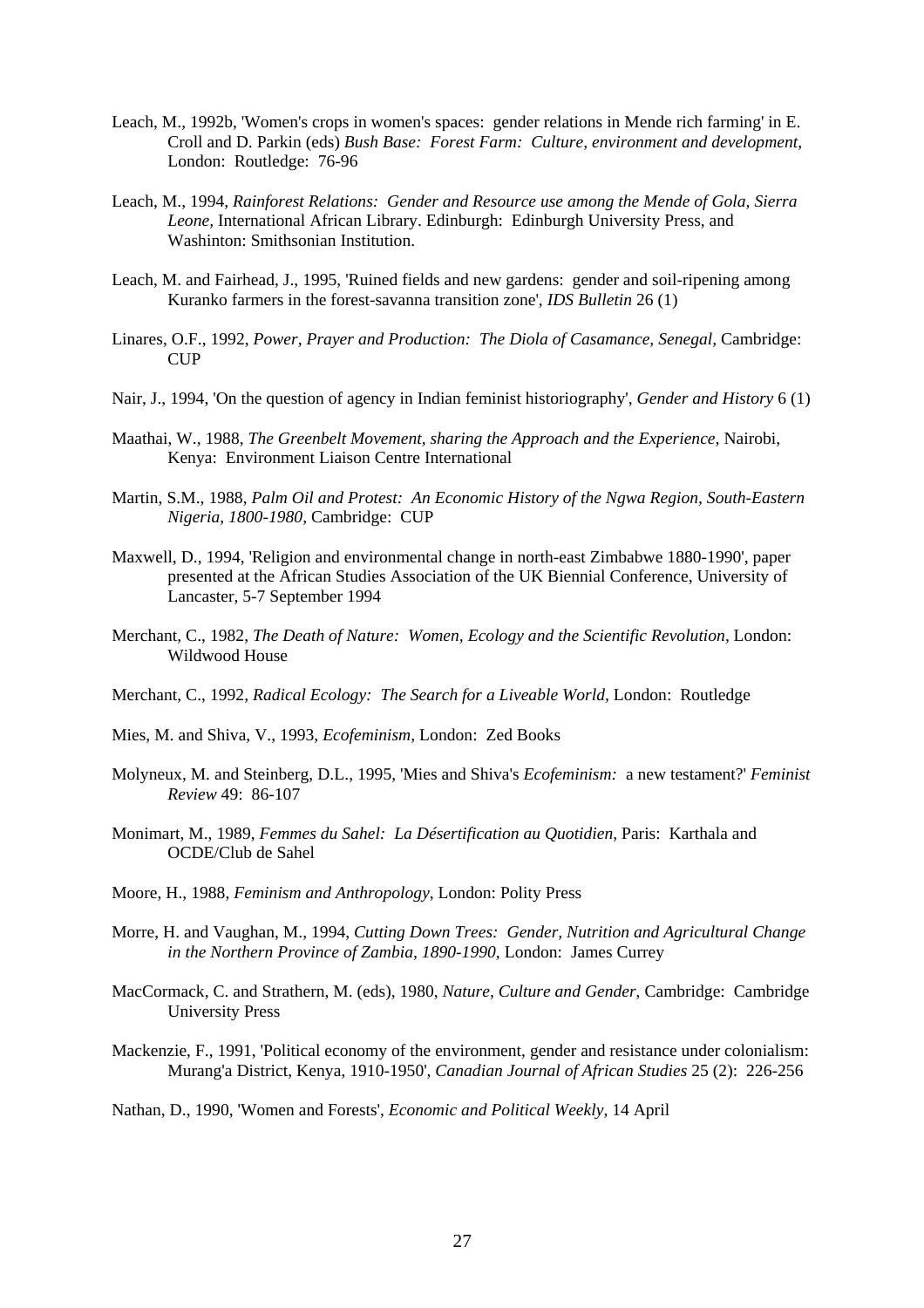Leach, M., 1992b, 'Women's crops in women's spaces: gender relations in Mende rich farming' in E. Croll and D. Parkin (eds) *Bush Base: Forest Farm: Culture, environment and development*, London: Routledge: 76-96

Leach, M., 1994, *Rainforest Relations: Gender and Resource use among the Mende of Gola, Sierra Leone*, International African Library. Edinburgh: Edinburgh University Press, and Washinton: Smithsonian Institution.

Leach, M. and Fairhead, J., 1995, 'Ruined fields and new gardens: gender and soil-ripening among Kuranko farmers in the forest-savanna transition zone', *IDS Bulletin* 26 (1)

Linares, O.F., 1992, *Power, Prayer and Production: The Diola of Casamance, Senegal*, Cambridge: CUP

Nair, J., 1994, 'On the question of agency in Indian feminist historiography', *Gender and History* 6 (1)

Maathai, W., 1988, *The Greenbelt Movement, sharing the Approach and the Experience,* Nairobi, Kenya: Environment Liaison Centre International

Martin, S.M., 1988, *Palm Oil and Protest: An Economic History of the Ngwa Region, South-Eastern Nigeria, 1800-1980*, Cambridge: CUP

Maxwell, D., 1994, 'Religion and environmental change in north-east Zimbabwe 1880-1990', paper presented at the African Studies Association of the UK Biennial Conference, University of Lancaster, 5-7 September 1994

Merchant, C., 1982, *The Death of Nature: Women, Ecology and the Scientific Revolution*, London: Wildwood House

Merchant, C., 1992, *Radical Ecology: The Search for a Liveable World*, London: Routledge

Mies, M. and Shiva, V., 1993, *Ecofeminism*, London: Zed Books

Molyneux, M. and Steinberg, D.L., 1995, 'Mies and Shiva's *Ecofeminism:* a new testament?' *Feminist Review* 49: 86-107

Monimart, M., 1989, *Femmes du Sahel: La Désertification au Quotidien*, Paris: Karthala and OCDE/Club de Sahel

Moore, H., 1988, *Feminism and Anthropology*, London: Polity Press

Morre, H. and Vaughan, M., 1994, *Cutting Down Trees: Gender, Nutrition and Agricultural Change in the Northern Province of Zambia, 1890-1990*, London: James Currey

MacCormack, C. and Strathern, M. (eds), 1980, *Nature, Culture and Gender*, Cambridge: Cambridge University Press

Mackenzie, F., 1991, 'Political economy of the environment, gender and resistance under colonialism: Murang'a District, Kenya, 1910-1950', *Canadian Journal of African Studies* 25 (2): 226-256

Nathan, D., 1990, 'Women and Forests', *Economic and Political Weekly,* 14 April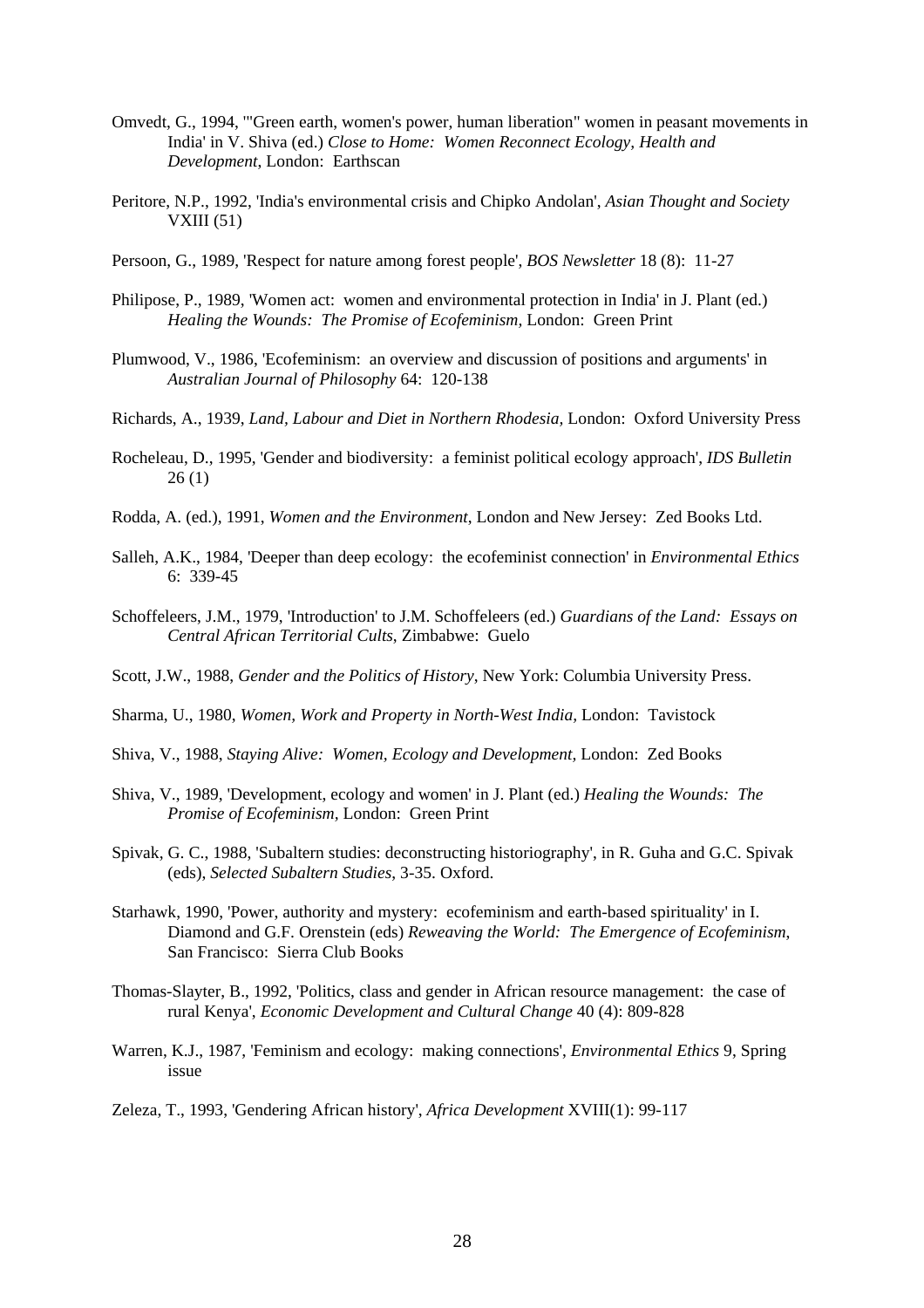Omvedt, G., 1994, '"Green earth, women's power, human liberation" women in peasant movements in India' in V. Shiva (ed.) *Close to Home: Women Reconnect Ecology, Health and Development*, London: Earthscan

Peritore, N.P., 1992, 'India's environmental crisis and Chipko Andolan', *Asian Thought and Society* VXIII (51)

Persoon, G., 1989, 'Respect for nature among forest people', *BOS Newsletter* 18 (8): 11-27

Philipose, P., 1989, 'Women act: women and environmental protection in India' in J. Plant (ed.) *Healing the Wounds: The Promise of Ecofeminism*, London: Green Print

Plumwood, V., 1986, 'Ecofeminism: an overview and discussion of positions and arguments' in *Australian Journal of Philosophy* 64: 120-138

Richards, A., 1939, *Land, Labour and Diet in Northern Rhodesia*, London: Oxford University Press

Rocheleau, D., 1995, 'Gender and biodiversity: a feminist political ecology approach', *IDS Bulletin* 26 (1)

Rodda, A. (ed.), 1991, *Women and the Environment*, London and New Jersey: Zed Books Ltd.

Salleh, A.K., 1984, 'Deeper than deep ecology: the ecofeminist connection' in *Environmental Ethics* 6: 339-45

Schoffeleers, J.M., 1979, 'Introduction' to J.M. Schoffeleers (ed.) *Guardians of the Land: Essays on Central African Territorial Cults*, Zimbabwe: Guelo

Scott, J.W., 1988, *Gender and the Politics of History*, New York: Columbia University Press.

Sharma, U., 1980, *Women, Work and Property in North-West India*, London: Tavistock

Shiva, V., 1988, *Staying Alive: Women, Ecology and Development*, London: Zed Books

Shiva, V., 1989, 'Development, ecology and women' in J. Plant (ed.) *Healing the Wounds: The Promise of Ecofeminism*, London: Green Print

Spivak, G. C., 1988, 'Subaltern studies: deconstructing historiography', in R. Guha and G.C. Spivak (eds), *Selected Subaltern Studies*, 3-35. Oxford.

Starhawk, 1990, 'Power, authority and mystery: ecofeminism and earth-based spirituality' in I. Diamond and G.F. Orenstein (eds) *Reweaving the World: The Emergence of Ecofeminism*, San Francisco: Sierra Club Books

Thomas-Slayter, B., 1992, 'Politics, class and gender in African resource management: the case of rural Kenya', *Economic Development and Cultural Change* 40 (4): 809-828

Warren, K.J., 1987, 'Feminism and ecology: making connections', *Environmental Ethics* 9, Spring issue

Zeleza, T., 1993, 'Gendering African history', *Africa Development* XVIII(1): 99-117